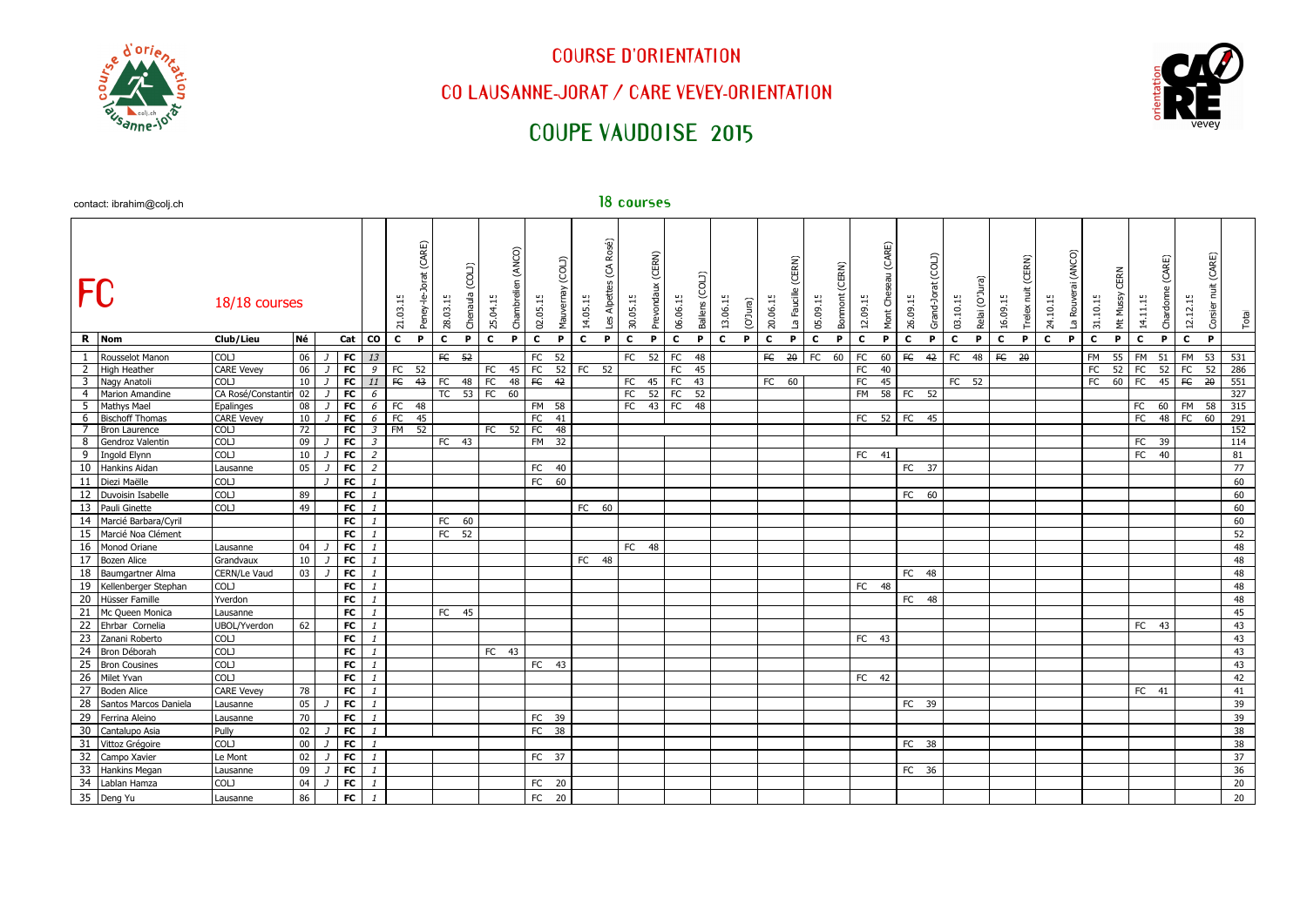# COURSE D'ORIENTATION

## CO LAUSANNE-JORAT / CARE VEVEY-ORIENTATION

## COUPE VAUDOISE 2015

contact: ibrahim@colj.ch

**18 courses**

**FC** — 18/18 courses

| R | Nom | Club/Lieu | Né | | Cat | CO | 21.03.15 Peney-le-Jorat (CARE) | | 28.03.15 Chenaula (COLJ) | | 25.04.15 Chambrelien (ANCO) | | 02.05.15 Mauvernay (COLJ) | | 14.05.15 Les Alpettes (CA Rosé) | | 30.05.15 Prevondaux (CERN) | | 06.06.15 Ballens (COLJ) | | 13.06.15 (O'Jura) | | 20.06.15 La Faucille (CERN) | | 05.09.15 Bonmont (CERN) | | 12.09.15 Mont Cheseau (CARE) | | 26.09.15 Grand-Jorat (COLJ) | | 03.10.15 Relai (O'Jura) | | 16.09.15 Trelex nuit (CERN) | | 24.10.15 La Rouverai (ANCO) | | 31.10.15 Mt Mussy CERN | | 14.11.15 Chardonne (CARE) | | 12.12.15 Corsier nuit (CARE) | | Total |
|---|---|---|---|---|---|---|---|---|---|---|---|---|---|---|---|---|---|---|---|---|---|---|---|---|---|---|---|---|---|---|---|---|---|---|---|---|---|---|---|---|---|---|---|
| | | | | | | | C | P | C | P | C | P | C | P | C | P | C | P | C | P | C | P | C | P | C | P | C | P | C | P | C | P | C | P | C | P | C | P | C | P | C | P | |
| 1 | Rousselot Manon | COLJ | 06 | J | FC | 13 | | | ~~FC~~ | ~~52~~ | | | FC | 52 | | | FC | 52 | FC | 48 | | | ~~FC~~ | ~~20~~ | FC | 60 | FC | 60 | ~~FC~~ | ~~42~~ | FC | 48 | ~~FC~~ | ~~20~~ | | | FM | 55 | FM | 51 | FM | 53 | 531 |
| 2 | High Heather | CARE Vevey | 06 | J | FC | 9 | FC | 52 | | | FC | 45 | FC | 52 | FC | 52 | | | FC | 45 | | | | | | | FC | 40 | | | | | | | | | FC | 52 | FC | 52 | FC | 52 | 286 |
| 3 | Nagy Anatoli | COLJ | 10 | J | FC | 11 | ~~FC~~ | ~~43~~ | FC | 48 | FC | 48 | ~~FC~~ | ~~42~~ | | | FC | 45 | FC | 43 | | | FC | 60 | | | FC | 45 | | | FC | 52 | | | | | FC | 60 | FC | 45 | ~~FC~~ | ~~20~~ | 551 |
| 4 | Marion Amandine | CA Rosé/Constantin | 02 | J | FC | 6 | | | TC | 53 | FC | 60 | | | | | FC | 52 | FC | 52 | | | | | | | FM | 58 | FC | 52 | | | | | | | | | | | | | 327 |
| 5 | Mathys Mael | Epalinges | 08 | J | FC | 6 | FC | 48 | | | | | FM | 58 | | | FC | 43 | FC | 48 | | | | | | | | | | | | | | | | | | | FC | 60 | FM | 58 | 315 |
| 6 | Bischoff Thomas | CARE Vevey | 10 | J | FC | 6 | FC | 45 | | | | | FC | 41 | | | | | | | | | | | | | FC | 52 | FC | 45 | | | | | | | | | FC | 48 | FC | 60 | 291 |
| 7 | Bron Laurence | COLJ | 72 | | FC | 3 | FM | 52 | | | FC | 52 | FC | 48 | | | | | | | | | | | | | | | | | | | | | | | | | | | | | 152 |
| 8 | Gendroz Valentin | COLJ | 09 | J | FC | 3 | | | FC | 43 | | | FM | 32 | | | | | | | | | | | | | | | | | | | | | | | | | FC | 39 | | | 114 |
| 9 | Ingold Elynn | COLJ | 10 | J | FC | 2 | | | | | | | | | | | | | | | | | | | | | FC | 41 | | | | | | | | | | | FC | 40 | | | 81 |
| 10 | Hankins Aidan | Lausanne | 05 | J | FC | 2 | | | | | | | FC | 40 | | | | | | | | | | | | | | | FC | 37 | | | | | | | | | | | | | 77 |
| 11 | Diezi Maëlle | COLJ | | J | FC | 1 | | | | | | | FC | 60 | | | | | | | | | | | | | | | | | | | | | | | | | | | | | 60 |
| 12 | Duvoisin Isabelle | COLJ | 89 | | FC | 1 | | | | | | | | | | | | | | | | | | | | | | | FC | 60 | | | | | | | | | | | | | 60 |
| 13 | Pauli Ginette | COLJ | 49 | | FC | 1 | | | | | | | | | FC | 60 | | | | | | | | | | | | | | | | | | | | | | | | | | | 60 |
| 14 | Marcié Barbara/Cyril | | | | FC | 1 | | | FC | 60 | | | | | | | | | | | | | | | | | | | | | | | | | | | | | | | | | 60 |
| 15 | Marcié Noa Clément | | | | FC | 1 | | | FC | 52 | | | | | | | | | | | | | | | | | | | | | | | | | | | | | | | | | 52 |
| 16 | Monod Oriane | Lausanne | 04 | J | FC | 1 | | | | | | | | | | | FC | 48 | | | | | | | | | | | | | | | | | | | | | | | | | 48 |
| 17 | Bozen Alice | Grandvaux | 10 | J | FC | 1 | | | | | | | | | FC | 48 | | | | | | | | | | | | | | | | | | | | | | | | | | | 48 |
| 18 | Baumgartner Alma | CERN/Le Vaud | 03 | J | FC | 1 | | | | | | | | | | | | | | | | | | | | | | | FC | 48 | | | | | | | | | | | | | 48 |
| 19 | Kellenberger Stephan | COLJ | | | FC | 1 | | | | | | | | | | | | | | | | | | | | | FC | 48 | | | | | | | | | | | | | | | 48 |
| 20 | Hüsser Famille | Yverdon | | | FC | 1 | | | | | | | | | | | | | | | | | | | | | | | FC | 48 | | | | | | | | | | | | | 48 |
| 21 | Mc Queen Monica | Lausanne | | | FC | 1 | | | FC | 45 | | | | | | | | | | | | | | | | | | | | | | | | | | | | | | | | | 45 |
| 22 | Ehrbar Cornelia | UBOL/Yverdon | 62 | | FC | 1 | | | | | | | | | | | | | | | | | | | | | | | | | | | | | | | | | FC | 43 | | | 43 |
| 23 | Zanani Roberto | COLJ | | | FC | 1 | | | | | | | | | | | | | | | | | | | | | FC | 43 | | | | | | | | | | | | | | | 43 |
| 24 | Bron Déborah | COLJ | | | FC | 1 | | | | | FC | 43 | | | | | | | | | | | | | | | | | | | | | | | | | | | | | | | 43 |
| 25 | Bron Cousines | COLJ | | | FC | 1 | | | | | | | FC | 43 | | | | | | | | | | | | | | | | | | | | | | | | | | | | | 43 |
| 26 | Milet Yvan | COLJ | | | FC | 1 | | | | | | | | | | | | | | | | | | | | | FC | 42 | | | | | | | | | | | | | | | 42 |
| 27 | Boden Alice | CARE Vevey | 78 | | FC | 1 | | | | | | | | | | | | | | | | | | | | | | | | | | | | | | | | | FC | 41 | | | 41 |
| 28 | Santos Marcos Daniela | Lausanne | 05 | J | FC | 1 | | | | | | | | | | | | | | | | | | | | | | | FC | 39 | | | | | | | | | | | | | 39 |
| 29 | Ferrina Aleino | Lausanne | 70 | | FC | 1 | | | | | | | FC | 39 | | | | | | | | | | | | | | | | | | | | | | | | | | | | | 39 |
| 30 | Cantalupo Asia | Pully | 02 | J | FC | 1 | | | | | | | FC | 38 | | | | | | | | | | | | | | | | | | | | | | | | | | | | | 38 |
| 31 | Vittoz Grégoire | COLJ | 00 | J | FC | 1 | | | | | | | | | | | | | | | | | | | | | | | FC | 38 | | | | | | | | | | | | | 38 |
| 32 | Campo Xavier | Le Mont | 02 | J | FC | 1 | | | | | | | FC | 37 | | | | | | | | | | | | | | | | | | | | | | | | | | | | | 37 |
| 33 | Hankins Megan | Lausanne | 09 | J | FC | 1 | | | | | | | | | | | | | | | | | | | | | | | FC | 36 | | | | | | | | | | | | | 36 |
| 34 | Lablan Hamza | COLJ | 04 | J | FC | 1 | | | | | | | FC | 20 | | | | | | | | | | | | | | | | | | | | | | | | | | | | | 20 |
| 35 | Deng Yu | Lausanne | 86 | | FC | 1 | | | | | | | FC | 20 | | | | | | | | | | | | | | | | | | | | | | | | | | | | | 20 |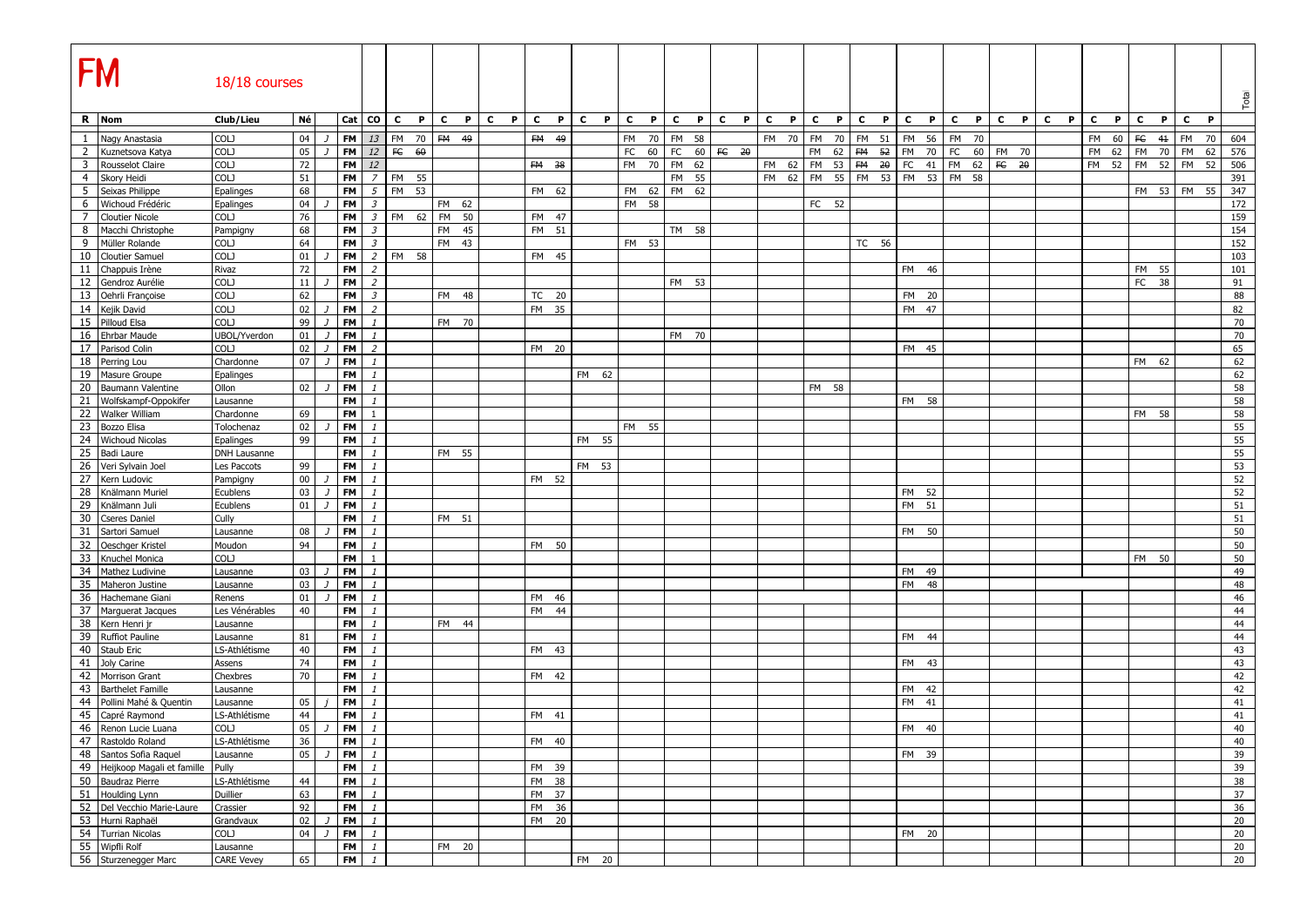# FM

18/18 courses

| R | Nom | Club/Lieu | Né | | Cat | CO | C | P | C | P | C | P | C | P | C | P | C | P | C | P | C | P | C | P | C | P | C | P | C | P | C | P | C | P | C | P | C | P | C | P | C | P | Total |
|---|---|---|---|---|---|---|---|---|---|---|---|---|---|---|---|---|---|---|---|---|---|---|---|---|---|---|---|---|---|---|---|---|---|---|---|---|---|---|---|---|---|---|---|
| 1 | Nagy Anastasia | COLJ | 04 | J | FM | 13 | FM | 70 | ~~FM~~ | ~~49~~ | | | ~~FM~~ | ~~49~~ | | | FM | 70 | FM | 58 | | | FM | 70 | FM | 70 | FM | 51 | FM | 56 | FM | 70 | | | | | FM | 60 | ~~FC~~ | ~~41~~ | FM | 70 | 604 |
| 2 | Kuznetsova Katya | COLJ | 05 | J | FM | 12 | ~~FC~~ | ~~60~~ | | | | | | | | | FC | 60 | FC | 60 | ~~FC~~ | ~~20~~ | | | FM | 62 | ~~FM~~ | ~~52~~ | FM | 70 | FC | 60 | FM | 70 | | | FM | 62 | FM | 70 | FM | 62 | 576 |
| 3 | Rousselot Claire | COLJ | 72 | | FM | 12 | | | | | | | ~~FM~~ | ~~38~~ | | | FM | 70 | FM | 62 | | | FM | 62 | FM | 53 | ~~FM~~ | ~~20~~ | FC | 41 | FM | 62 | ~~FC~~ | ~~20~~ | | | FM | 52 | FM | 52 | FM | 52 | 506 |
| 4 | Skory Heidi | COLJ | 51 | | FM | 7 | FM | 55 | | | | | | | | | | | FM | 55 | | | FM | 62 | FM | 55 | FM | 53 | FM | 53 | FM | 58 | | | | | | | | | | | 391 |
| 5 | Seixas Philippe | Epalinges | 68 | | FM | 5 | FM | 53 | | | | | FM | 62 | | | FM | 62 | FM | 62 | | | | | | | | | | | | | | | | | | | FM | 53 | FM | 55 | 347 |
| 6 | Wichoud Frédéric | Epalinges | 04 | J | FM | 3 | | | FM | 62 | | | | | | | FM | 58 | | | | | | | FC | 52 | | | | | | | | | | | | | | | | | 172 |
| 7 | Cloutier Nicole | COLJ | 76 | | FM | 3 | FM | 62 | FM | 50 | | | FM | 47 | | | | | | | | | | | | | | | | | | | | | | | | | | | | | 159 |
| 8 | Macchi Christophe | Pampigny | 68 | | FM | 3 | | | FM | 45 | | | FM | 51 | | | | | TM | 58 | | | | | | | | | | | | | | | | | | | | | | | 154 |
| 9 | Müller Rolande | COLJ | 64 | | FM | 3 | | | FM | 43 | | | | | | | FM | 53 | | | | | | | | | TC | 56 | | | | | | | | | | | | | | | 152 |
| 10 | Cloutier Samuel | COLJ | 01 | J | FM | 2 | FM | 58 | | | | | FM | 45 | | | | | | | | | | | | | | | | | | | | | | | | | | | | | 103 |
| 11 | Chappuis Irène | Rivaz | 72 | | FM | 2 | | | | | | | | | | | | | | | | | | | | | | | FM | 46 | | | | | | | | | FM | 55 | | | 101 |
| 12 | Gendroz Aurélie | COLJ | 11 | J | FM | 2 | | | | | | | | | | | | | FM | 53 | | | | | | | | | | | | | | | | | | | FC | 38 | | | 91 |
| 13 | Oehrli Françoise | COLJ | 62 | | FM | 3 | | | FM | 48 | | | TC | 20 | | | | | | | | | | | | | | | FM | 20 | | | | | | | | | | | | | 88 |
| 14 | Kejik David | COLJ | 02 | J | FM | 2 | | | | | | | FM | 35 | | | | | | | | | | | | | | | FM | 47 | | | | | | | | | | | | | 82 |
| 15 | Pilloud Elsa | COLJ | 99 | J | FM | 1 | | | FM | 70 | | | | | | | | | | | | | | | | | | | | | | | | | | | | | | | | | 70 |
| 16 | Ehrbar Maude | UBOL/Yverdon | 01 | J | FM | 1 | | | | | | | | | | | | | FM | 70 | | | | | | | | | | | | | | | | | | | | | | | 70 |
| 17 | Parisod Colin | COLJ | 02 | J | FM | 2 | | | | | | | FM | 20 | | | | | | | | | | | | | | | FM | 45 | | | | | | | | | | | | | 65 |
| 18 | Perring Lou | Chardonne | 07 | J | FM | 1 | | | | | | | | | | | | | | | | | | | | | | | | | | | | | | | | | FM | 62 | | | 62 |
| 19 | Masure Groupe | Epalinges | | | FM | 1 | | | | | | | | | FM | 62 | | | | | | | | | | | | | | | | | | | | | | | | | | | 62 |
| 20 | Baumann Valentine | Ollon | 02 | J | FM | 1 | | | | | | | | | | | | | | | | | | | FM | 58 | | | | | | | | | | | | | | | | | 58 |
| 21 | Wolfskampf-Oppokifer | Lausanne | | | FM | 1 | | | | | | | | | | | | | | | | | | | | | | | FM | 58 | | | | | | | | | | | | | 58 |
| 22 | Walker William | Chardonne | 69 | | FM | 1 | | | | | | | | | | | | | | | | | | | | | | | | | | | | | | | | | FM | 58 | | | 58 |
| 23 | Bozzo Elisa | Tolochenaz | 02 | J | FM | 1 | | | | | | | | | | | FM | 55 | | | | | | | | | | | | | | | | | | | | | | | | | 55 |
| 24 | Wichoud Nicolas | Epalinges | 99 | | FM | 1 | | | | | | | | | FM | 55 | | | | | | | | | | | | | | | | | | | | | | | | | | | 55 |
| 25 | Badi Laure | DNH Lausanne | | | FM | 1 | | | FM | 55 | | | | | | | | | | | | | | | | | | | | | | | | | | | | | | | | | 55 |
| 26 | Veri Sylvain Joel | Les Paccots | 99 | | FM | 1 | | | | | | | | | FM | 53 | | | | | | | | | | | | | | | | | | | | | | | | | | | 53 |
| 27 | Kern Ludovic | Pampigny | 00 | J | FM | 1 | | | | | | | FM | 52 | | | | | | | | | | | | | | | | | | | | | | | | | | | | | 52 |
| 28 | Knälmann Muriel | Ecublens | 03 | J | FM | 1 | | | | | | | | | | | | | | | | | | | | | | | FM | 52 | | | | | | | | | | | | | 52 |
| 29 | Knälmann Juli | Ecublens | 01 | J | FM | 1 | | | | | | | | | | | | | | | | | | | | | | | FM | 51 | | | | | | | | | | | | | 51 |
| 30 | Cseres Daniel | Cully | | | FM | 1 | | | FM | 51 | | | | | | | | | | | | | | | | | | | | | | | | | | | | | | | | | 51 |
| 31 | Sartori Samuel | Lausanne | 08 | J | FM | 1 | | | | | | | | | | | | | | | | | | | | | | | FM | 50 | | | | | | | | | | | | | 50 |
| 32 | Oeschger Kristel | Moudon | 94 | | FM | 1 | | | | | | | FM | 50 | | | | | | | | | | | | | | | | | | | | | | | | | | | | | 50 |
| 33 | Knuchel Monica | COLJ | | | FM | 1 | | | | | | | | | | | | | | | | | | | | | | | | | | | | | | | | | FM | 50 | | | 50 |
| 34 | Mathez Ludivine | Lausanne | 03 | J | FM | 1 | | | | | | | | | | | | | | | | | | | | | | | FM | 49 | | | | | | | | | | | | | 49 |
| 35 | Maheron Justine | Lausanne | 03 | J | FM | 1 | | | | | | | | | | | | | | | | | | | | | | | FM | 48 | | | | | | | | | | | | | 48 |
| 36 | Hachemane Giani | Renens | 01 | J | FM | 1 | | | | | | | FM | 46 | | | | | | | | | | | | | | | | | | | | | | | | | | | | | 46 |
| 37 | Marguerat Jacques | Les Vénérables | 40 | | FM | 1 | | | | | | | FM | 44 | | | | | | | | | | | | | | | | | | | | | | | | | | | | | 44 |
| 38 | Kern Henri jr | Lausanne | | | FM | 1 | | | FM | 44 | | | | | | | | | | | | | | | | | | | | | | | | | | | | | | | | | 44 |
| 39 | Ruffiot Pauline | Lausanne | 81 | | FM | 1 | | | | | | | | | | | | | | | | | | | | | | | FM | 44 | | | | | | | | | | | | | 44 |
| 40 | Staub Eric | LS-Athlétisme | 40 | | FM | 1 | | | | | | | FM | 43 | | | | | | | | | | | | | | | | | | | | | | | | | | | | | 43 |
| 41 | Joly Carine | Assens | 74 | | FM | 1 | | | | | | | | | | | | | | | | | | | | | | | FM | 43 | | | | | | | | | | | | | 43 |
| 42 | Morrison Grant | Chexbres | 70 | | FM | 1 | | | | | | | FM | 42 | | | | | | | | | | | | | | | | | | | | | | | | | | | | | 42 |
| 43 | Barthelet Famille | Lausanne | | | FM | 1 | | | | | | | | | | | | | | | | | | | | | | | FM | 42 | | | | | | | | | | | | | 42 |
| 44 | Pollini Mahé & Quentin | Lausanne | 05 | j | FM | 1 | | | | | | | | | | | | | | | | | | | | | | | FM | 41 | | | | | | | | | | | | | 41 |
| 45 | Capré Raymond | LS-Athlétisme | 44 | | FM | 1 | | | | | | | FM | 41 | | | | | | | | | | | | | | | | | | | | | | | | | | | | | 41 |
| 46 | Renon Lucie Luana | COLJ | 05 | J | FM | 1 | | | | | | | | | | | | | | | | | | | | | | | FM | 40 | | | | | | | | | | | | | 40 |
| 47 | Rastoldo Roland | LS-Athlétisme | 36 | | FM | 1 | | | | | | | FM | 40 | | | | | | | | | | | | | | | | | | | | | | | | | | | | | 40 |
| 48 | Santos Sofia Raquel | Lausanne | 05 | J | FM | 1 | | | | | | | | | | | | | | | | | | | | | | | FM | 39 | | | | | | | | | | | | | 39 |
| 49 | Heijkoop Magali et famille | Pully | | | FM | 1 | | | | | | | FM | 39 | | | | | | | | | | | | | | | | | | | | | | | | | | | | | 39 |
| 50 | Baudraz Pierre | LS-Athlétisme | 44 | | FM | 1 | | | | | | | FM | 38 | | | | | | | | | | | | | | | | | | | | | | | | | | | | | 38 |
| 51 | Houlding Lynn | Duillier | 63 | | FM | 1 | | | | | | | FM | 37 | | | | | | | | | | | | | | | | | | | | | | | | | | | | | 37 |
| 52 | Del Vecchio Marie-Laure | Crassier | 92 | | FM | 1 | | | | | | | FM | 36 | | | | | | | | | | | | | | | | | | | | | | | | | | | | | 36 |
| 53 | Hurni Raphaël | Grandvaux | 02 | J | FM | 1 | | | | | | | FM | 20 | | | | | | | | | | | | | | | | | | | | | | | | | | | | | 20 |
| 54 | Turrian Nicolas | COLJ | 04 | J | FM | 1 | | | | | | | | | | | | | | | | | | | | | | | FM | 20 | | | | | | | | | | | | | 20 |
| 55 | Wipfli Rolf | Lausanne | | | FM | 1 | | | FM | 20 | | | | | | | | | | | | | | | | | | | | | | | | | | | | | | | | | 20 |
| 56 | Sturzenegger Marc | CARE Vevey | 65 | | FM | 1 | | | | | | | | | FM | 20 | | | | | | | | | | | | | | | | | | | | | | | | | | | 20 |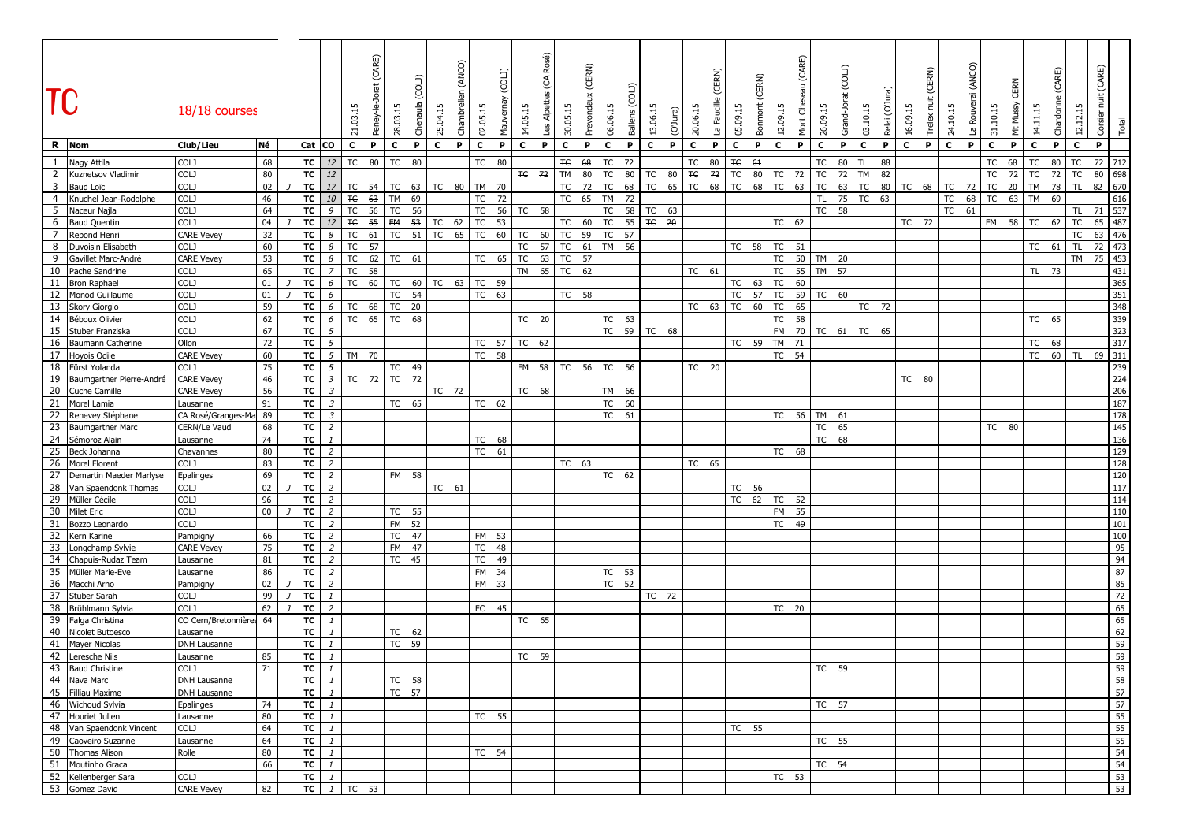# TC

18/18 courses

| R | Nom | Club/Lieu | Né | | Cat | CO | 21.03.15 Peney-le-Jorat (CARE) | | 28.03.15 Chenaula (COLJ) | | 25.04.15 Chambrelien (ANCO) | | 02.05.15 Mauvernay (COLJ) | | 14.05.15 Les Alpettes (CA Rosé) | | 30.05.15 Prevondaux (CERN) | | 06.06.15 Ballens (COLJ) | | 13.06.15 (OJura) | | 20.06.15 La Faucille (CERN) | | 05.09.15 Bonmont (CERN) | | 12.09.15 Mont Cheseau (CARE) | | 26.09.15 Grand-Jorat (COLJ) | | 03.10.15 Relai (OJura) | | 16.09.15 Trelex nuit (CERN) | | 24.10.15 La Rouveraz (ANCO) | | 31.10.15 Mt Mussy CERN | | 14.11.15 Chardonne (CARE) | | 12.12.15 Corsier nuit (CARE) | | Total |
|---|---|---|---|---|---|---|---|---|---|---|---|---|---|---|---|---|---|---|---|---|---|---|---|---|---|---|---|---|---|---|---|---|---|---|---|---|---|---|---|---|---|---|---|
| | | | | | | | C | P | C | P | C | P | C | P | C | P | C | P | C | P | C | P | C | P | C | P | C | P | C | P | C | P | C | P | C | P | C | P | C | P | C | P | |
| 1 | Nagy Attila | COLJ | 68 | | TC | 12 | TC | 80 | TC | 80 | | | TC | 80 | | | ~~TC~~ | ~~68~~ | TC | 72 | | | TC | 80 | ~~TC~~ | ~~61~~ | | | TC | 80 | TL | 88 | | | | | TC | 68 | TC | 80 | TC | 72 | 712 |
| 2 | Kuznetsov Vladimir | COLJ | 80 | | TC | 12 | | | | | | | | | ~~TC~~ | ~~72~~ | TM | 80 | TC | 80 | TC | 80 | ~~TC~~ | ~~72~~ | TC | 80 | TC | 72 | TC | 72 | TM | 82 | | | | | TC | 72 | TC | 72 | TC | 80 | 698 |
| 3 | Baud Loïc | COLJ | 02 | J | TC | 17 | ~~TC~~ | ~~54~~ | ~~TC~~ | ~~63~~ | TC | 80 | TM | 70 | | | TC | 72 | ~~TC~~ | ~~68~~ | ~~TC~~ | ~~65~~ | TC | 68 | TC | 68 | ~~TC~~ | ~~63~~ | ~~TC~~ | ~~63~~ | TC | 80 | TC | 68 | TC | 72 | ~~TC~~ | ~~20~~ | TM | 78 | TL | 82 | 670 |
| 4 | Knuchel Jean-Rodolphe | COLJ | 46 | | TC | 10 | ~~TC~~ | ~~63~~ | TM | 69 | | | TC | 72 | | | TC | 65 | TM | 72 | | | | | | | | | TL | 75 | TC | 63 | | | TC | 68 | TC | 63 | TM | 69 | | | 616 |
| 5 | Naceur Najla | COLJ | 64 | | TC | 9 | TC | 56 | TC | 56 | | | TC | 56 | TC | 58 | | | TC | 58 | TC | 63 | | | | | | | TC | 58 | | | | | TC | 61 | | | | | TL | 71 | 537 |
| 6 | Baud Quentin | COLJ | 04 | J | TC | 12 | ~~TC~~ | ~~55~~ | ~~FM~~ | ~~53~~ | TC | 62 | TC | 53 | | | TC | 60 | TC | 55 | ~~TC~~ | ~~20~~ | | | | | TC | 62 | | | | | TC | 72 | | | FM | 58 | TC | 62 | TC | 65 | 487 |
| 7 | Repond Henri | CARE Vevey | 32 | | TC | 8 | TC | 61 | TC | 51 | TC | 65 | TC | 60 | TC | 60 | TC | 59 | TC | 57 | | | | | | | | | | | | | | | | | | | | | TC | 63 | 476 |
| 8 | Duvoisin Elisabeth | COLJ | 60 | | TC | 8 | TC | 57 | | | | | | | TC | 57 | TC | 61 | TM | 56 | | | | | TC | 58 | TC | 51 | | | | | | | | | | | TC | 61 | TL | 72 | 473 |
| 9 | Gavillet Marc-André | CARE Vevey | 53 | | TC | 8 | TC | 62 | TC | 61 | | | TC | 65 | TC | 63 | TC | 57 | | | | | | | | | TC | 50 | TM | 20 | | | | | | | | | | | TM | 75 | 453 |
| 10 | Pache Sandrine | COLJ | 65 | | TC | 7 | TC | 58 | | | | | | | TM | 65 | TC | 62 | | | | | TC | 61 | | | TC | 55 | TM | 57 | | | | | | | | | TL | 73 | | | 431 |
| 11 | Bron Raphael | COLJ | 01 | J | TC | 6 | TC | 60 | TC | 60 | TC | 63 | TC | 59 | | | | | | | | | | | TC | 63 | TC | 60 | | | | | | | | | | | | | | | 365 |
| 12 | Monod Guillaume | COLJ | 01 | J | TC | 6 | | | TC | 54 | | | TC | 63 | | | TC | 58 | | | | | | | TC | 57 | TC | 59 | TC | 60 | | | | | | | | | | | | | 351 |
| 13 | Skory Giorgio | COLJ | 59 | | TC | 6 | TC | 68 | TC | 20 | | | | | | | | | | | | | TC | 63 | TC | 60 | TC | 65 | | | TC | 72 | | | | | | | | | | | 348 |
| 14 | Béboux Olivier | COLJ | 62 | | TC | 6 | TC | 65 | TC | 68 | | | | | TC | 20 | | | TC | 63 | | | | | | | TC | 58 | | | | | | | | | | | TC | 65 | | | 339 |
| 15 | Stuber Franziska | COLJ | 67 | | TC | 5 | | | | | | | | | | | | | TC | 59 | TC | 68 | | | | | FM | 70 | TC | 61 | TC | 65 | | | | | | | | | | | 323 |
| 16 | Baumann Catherine | Ollon | 72 | | TC | 5 | | | | | | | TC | 57 | TC | 62 | | | | | | | | | TC | 59 | TM | 71 | | | | | | | | | | | TC | 68 | | | 317 |
| 17 | Hoyois Odile | CARE Vevey | 60 | | TC | 5 | TM | 70 | | | | | TC | 58 | | | | | | | | | | | | | TC | 54 | | | | | | | | | | | TC | 60 | TL | 69 | 311 |
| 18 | Fürst Yolanda | COLJ | 75 | | TC | 5 | | | TC | 49 | | | | | FM | 58 | TC | 56 | TC | 56 | | | TC | 20 | | | | | | | | | | | | | | | | | | | 239 |
| 19 | Baumgartner Pierre-André | CARE Vevey | 46 | | TC | 3 | TC | 72 | TC | 72 | | | | | | | | | | | | | | | | | | | | | | | TC | 80 | | | | | | | | | 224 |
| 20 | Cuche Camille | CARE Vevey | 56 | | TC | 3 | | | | | TC | 72 | | | TC | 68 | | | TM | 66 | | | | | | | | | | | | | | | | | | | | | | | 206 |
| 21 | Morel Lamia | Lausanne | 91 | | TC | 3 | | | TC | 65 | | | TC | 62 | | | | | TC | 60 | | | | | | | | | | | | | | | | | | | | | | | 187 |
| 22 | Renevey Stéphane | CA Rosé/Granges-Ma | 89 | | TC | 3 | | | | | | | | | | | | | TC | 61 | | | | | | | TC | 56 | TM | 61 | | | | | | | | | | | | | 178 |
| 23 | Baumgartner Marc | CERN/Le Vaud | 68 | | TC | 2 | | | | | | | | | | | | | | | | | | | | | | | TC | 65 | | | | | | | TC | 80 | | | | | 145 |
| 24 | Sémoroz Alain | Lausanne | 74 | | TC | 1 | | | | | | | TC | 68 | | | | | | | | | | | | | | | TC | 68 | | | | | | | | | | | | | 136 |
| 25 | Beck Johanna | Chavannes | 80 | | TC | 2 | | | | | | | TC | 61 | | | | | | | | | | | | | TC | 68 | | | | | | | | | | | | | | | 129 |
| 26 | Morel Florent | COLJ | 83 | | TC | 2 | | | | | | | | | | | TC | 63 | | | | | TC | 65 | | | | | | | | | | | | | | | | | | | 128 |
| 27 | Demartin Maeder Marlyse | Epalinges | 69 | | TC | 2 | | | FM | 58 | | | | | | | | | TC | 62 | | | | | | | | | | | | | | | | | | | | | | | 120 |
| 28 | Van Spaendonk Thomas | COLJ | 02 | J | TC | 2 | | | | | TC | 61 | | | | | | | | | | | | | TC | 56 | | | | | | | | | | | | | | | | | 117 |
| 29 | Müller Cécile | COLJ | 96 | | TC | 2 | | | | | | | | | | | | | | | | | | | TC | 62 | TC | 52 | | | | | | | | | | | | | | | 114 |
| 30 | Milet Eric | COLJ | 00 | J | TC | 2 | | | TC | 55 | | | | | | | | | | | | | | | | | FM | 55 | | | | | | | | | | | | | | | 110 |
| 31 | Bozzo Leonardo | COLJ | | | TC | 2 | | | FM | 52 | | | | | | | | | | | | | | | | | TC | 49 | | | | | | | | | | | | | | | 101 |
| 32 | Kern Karine | Pampigny | 66 | | TC | 2 | | | TC | 47 | | | FM | 53 | | | | | | | | | | | | | | | | | | | | | | | | | | | | | 100 |
| 33 | Longchamp Sylvie | CARE Vevey | 75 | | TC | 2 | | | FM | 47 | | | TC | 48 | | | | | | | | | | | | | | | | | | | | | | | | | | | | | 95 |
| 34 | Chapuis-Rudaz Team | Lausanne | 81 | | TC | 2 | | | TC | 45 | | | TC | 49 | | | | | | | | | | | | | | | | | | | | | | | | | | | | | 94 |
| 35 | Müller Marie-Eve | Lausanne | 86 | | TC | 2 | | | | | | | FM | 34 | | | | | TC | 53 | | | | | | | | | | | | | | | | | | | | | | | 87 |
| 36 | Macchi Arno | Pampigny | 02 | J | TC | 2 | | | | | | | FM | 33 | | | | | TC | 52 | | | | | | | | | | | | | | | | | | | | | | | 85 |
| 37 | Stuber Sarah | COLJ | 99 | J | TC | 1 | | | | | | | | | | | | | | | TC | 72 | | | | | | | | | | | | | | | | | | | | | 72 |
| 38 | Brühlmann Sylvia | COLJ | 62 | J | TC | 2 | | | | | | | FC | 45 | | | | | | | | | | | | | TC | 20 | | | | | | | | | | | | | | | 65 |
| 39 | Falga Christina | CO Cern/Bretonnières | 64 | | TC | 1 | | | | | | | | | TC | 65 | | | | | | | | | | | | | | | | | | | | | | | | | | | 65 |
| 40 | Nicolet Butoesco | Lausanne | | | TC | 1 | | | TC | 62 | | | | | | | | | | | | | | | | | | | | | | | | | | | | | | | | | 62 |
| 41 | Mayer Nicolas | DNH Lausanne | | | TC | 1 | | | TC | 59 | | | | | | | | | | | | | | | | | | | | | | | | | | | | | | | | | 59 |
| 42 | Leresche Nils | Lausanne | 85 | | TC | 1 | | | | | | | | | TC | 59 | | | | | | | | | | | | | | | | | | | | | | | | | | | 59 |
| 43 | Baud Christine | COLJ | 71 | | TC | 1 | | | | | | | | | | | | | | | | | | | | | | | TC | 59 | | | | | | | | | | | | | 59 |
| 44 | Nava Marc | DNH Lausanne | | | TC | 1 | | | TC | 58 | | | | | | | | | | | | | | | | | | | | | | | | | | | | | | | | | 58 |
| 45 | Filliau Maxime | DNH Lausanne | | | TC | 1 | | | TC | 57 | | | | | | | | | | | | | | | | | | | | | | | | | | | | | | | | | 57 |
| 46 | Wichoud Sylvia | Epalinges | 74 | | TC | 1 | | | | | | | | | | | | | | | | | | | | | | | TC | 57 | | | | | | | | | | | | | 57 |
| 47 | Houriet Julien | Lausanne | 80 | | TC | 1 | | | | | | | TC | 55 | | | | | | | | | | | | | | | | | | | | | | | | | | | | | 55 |
| 48 | Van Spaendonk Vincent | COLJ | 64 | | TC | 1 | | | | | | | | | | | | | | | | | | | TC | 55 | | | | | | | | | | | | | | | | | 55 |
| 49 | Caoveiro Suzanne | Lausanne | 64 | | TC | 1 | | | | | | | | | | | | | | | | | | | | | | | TC | 55 | | | | | | | | | | | | | 55 |
| 50 | Thomas Alison | Rolle | 80 | | TC | 1 | | | | | | | TC | 54 | | | | | | | | | | | | | | | | | | | | | | | | | | | | | 54 |
| 51 | Moutinho Graca | | 66 | | TC | 1 | | | | | | | | | | | | | | | | | | | | | | | TC | 54 | | | | | | | | | | | | | 54 |
| 52 | Kellenberger Sara | COLJ | | | TC | 1 | | | | | | | | | | | | | | | | | | | | | TC | 53 | | | | | | | | | | | | | | | 53 |
| 53 | Gomez David | CARE Vevey | 82 | | TC | 1 | TC | 53 | | | | | | | | | | | | | | | | | | | | | | | | | | | | | | | | | | | 53 |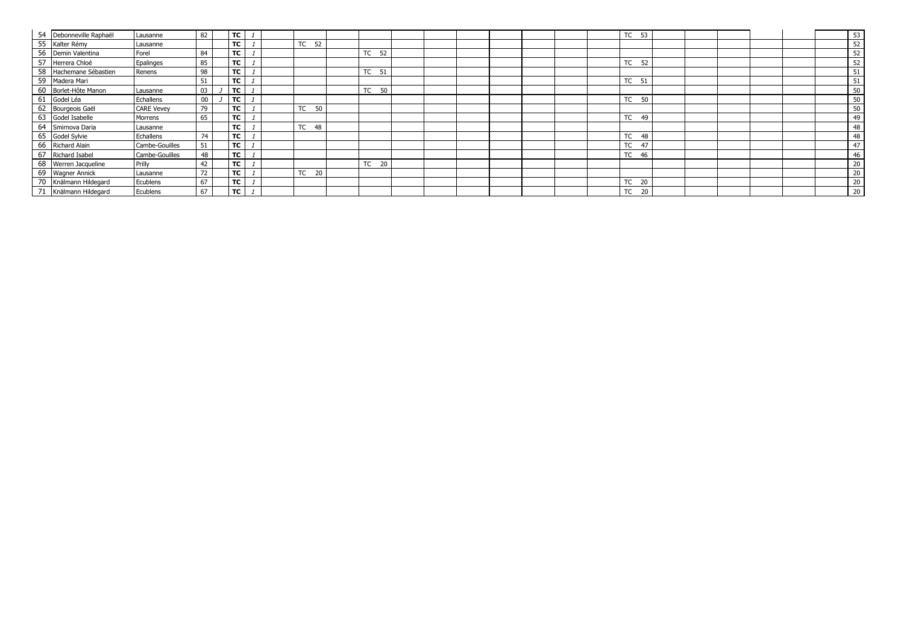| | | | | | | | | | | | | | | | | | | | | | | | | | |
|---|---|---|---|---|---|---|---|---|---|---|---|---|---|---|---|---|---|---|---|---|---|---|---|---|---|
| 54 | Debonneville Raphaël | Lausanne | 82 | | TC | 1 | | | | | | | | | | | TC 53 | | | | | | | 53 |
| 55 | Kalter Rémy | Lausanne | | | TC | 1 | | TC 52 | | | | | | | | | | | | | | | | 52 |
| 56 | Demin Valentina | Forel | 84 | | TC | 1 | | | | TC 52 | | | | | | | | | | | | | | 52 |
| 57 | Herrera Chloé | Epalinges | 85 | | TC | 1 | | | | | | | | | | | TC 52 | | | | | | | 52 |
| 58 | Hachemane Sébastien | Renens | 98 | | TC | 1 | | | | TC 51 | | | | | | | | | | | | | | 51 |
| 59 | Madera Mari | | 51 | | TC | 1 | | | | | | | | | | | TC 51 | | | | | | | 51 |
| 60 | Borlet-Hôte Manon | Lausanne | 03 | J | TC | 1 | | | | TC 50 | | | | | | | | | | | | | | 50 |
| 61 | Godel Léa | Echallens | 00 | J | TC | 1 | | | | | | | | | | | TC 50 | | | | | | | 50 |
| 62 | Bourgeois Gaël | CARE Vevey | 79 | | TC | 1 | | TC 50 | | | | | | | | | | | | | | | | 50 |
| 63 | Godel Isabelle | Morrens | 65 | | TC | 1 | | | | | | | | | | | TC 49 | | | | | | | 49 |
| 64 | Smirnova Daria | Lausanne | | | TC | 1 | | TC 48 | | | | | | | | | | | | | | | | 48 |
| 65 | Godel Sylvie | Echallens | 74 | | TC | 1 | | | | | | | | | | | TC 48 | | | | | | | 48 |
| 66 | Richard Alain | Cambe-Gouilles | 51 | | TC | 1 | | | | | | | | | | | TC 47 | | | | | | | 47 |
| 67 | Richard Isabel | Cambe-Gouilles | 48 | | TC | 1 | | | | | | | | | | | TC 46 | | | | | | | 46 |
| 68 | Werren Jacqueline | Prilly | 42 | | TC | 1 | | | | TC 20 | | | | | | | | | | | | | | 20 |
| 69 | Wagner Annick | Lausanne | 72 | | TC | 1 | | TC 20 | | | | | | | | | | | | | | | | 20 |
| 70 | Knälmann Hildegard | Ecublens | 67 | | TC | 1 | | | | | | | | | | | TC 20 | | | | | | | 20 |
| 71 | Knälmann Hildegard | Ecublens | 67 | | TC | 1 | | | | | | | | | | | TC 20 | | | | | | | 20 |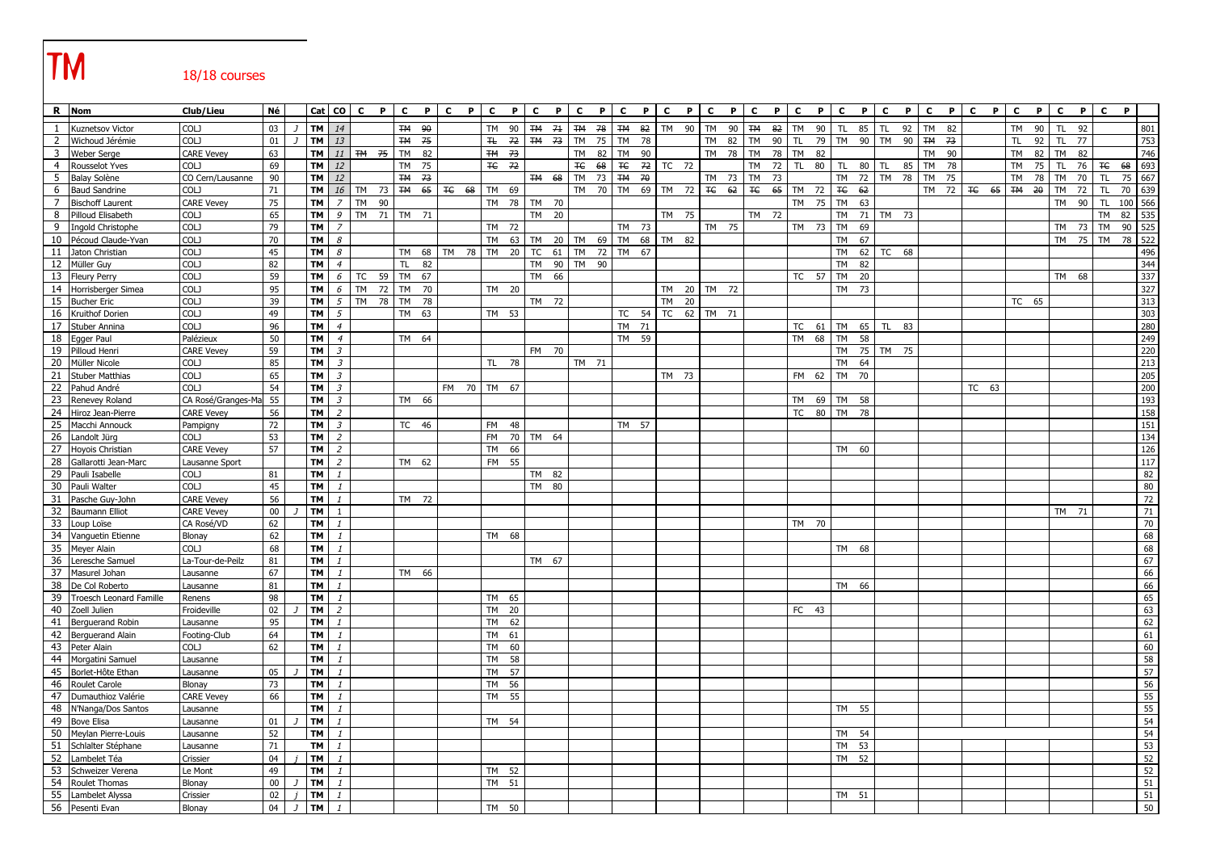# TM

18/18 courses

| R | Nom | Club/Lieu | Né | | Cat | CO | C | P | C | P | C | P | C | P | C | P | C | P | C | P | C | P | C | P | C | P | C | P | C | P | C | P | C | P | C | P | C | P | C | P | C | P | |
|---|---|---|---|---|---|---|---|---|---|---|---|---|---|---|---|---|---|---|---|---|---|---|---|---|---|---|---|---|---|---|---|---|---|---|---|---|---|---|---|---|---|---|---|
| 1 | Kuznetsov Victor | COLJ | 03 | J | TM | 14 | | | ~~TM~~ | ~~90~~ | | | TM | 90 | ~~TM~~ | ~~71~~ | ~~TM~~ | ~~78~~ | ~~TM~~ | ~~82~~ | TM | 90 | TM | 90 | ~~TM~~ | ~~82~~ | TM | 90 | TL | 85 | TL | 92 | TM | 82 | | | TM | 90 | TL | 92 | | | 801 |
| 2 | Wichoud Jérémie | COLJ | 01 | J | TM | 13 | | | ~~TM~~ | ~~75~~ | | | ~~TL~~ | ~~72~~ | ~~TM~~ | ~~73~~ | TM | 75 | TM | 78 | | | TM | 82 | TM | 90 | TL | 79 | TM | 90 | TM | 90 | ~~TM~~ | ~~73~~ | | | TL | 92 | TL | 77 | | | 753 |
| 3 | Weber Serge | CARE Vevey | 63 | | TM | 11 | ~~TM~~ | ~~75~~ | TM | 82 | | | ~~TM~~ | ~~73~~ | | | TM | 82 | TM | 90 | | | TM | 78 | TM | 78 | TM | 82 | | | | | TM | 90 | | | TM | 82 | TM | 82 | | | 746 |
| 4 | Rousselot Yves | COLJ | 69 | | TM | 12 | | | TM | 75 | | | ~~TC~~ | ~~72~~ | | | ~~TC~~ | ~~68~~ | ~~TC~~ | ~~72~~ | TC | 72 | | | TM | 72 | TL | 80 | TL | 80 | TL | 85 | TM | 78 | | | TM | 75 | TL | 76 | ~~TC~~ | ~~68~~ | 693 |
| 5 | Balay Solène | CO Cern/Lausanne | 90 | | TM | 12 | | | ~~TM~~ | ~~73~~ | | | | | ~~TM~~ | ~~68~~ | TM | 73 | ~~TM~~ | ~~70~~ | | | TM | 73 | TM | 73 | | | TM | 72 | TM | 78 | TM | 75 | | | TM | 78 | TM | 70 | TL | 75 | 667 |
| 6 | Baud Sandrine | COLJ | 71 | | TM | 16 | TM | 73 | ~~TM~~ | ~~65~~ | ~~TC~~ | ~~68~~ | TM | 69 | | | TM | 70 | TM | 69 | TM | 72 | ~~TC~~ | ~~62~~ | ~~TC~~ | ~~65~~ | TM | 72 | ~~TC~~ | ~~62~~ | | | TM | 72 | ~~TC~~ | ~~65~~ | ~~TM~~ | ~~20~~ | TM | 72 | TL | 70 | 639 |
| 7 | Bischoff Laurent | CARE Vevey | 75 | | TM | 7 | TM | 90 | | | | | TM | 78 | TM | 70 | | | | | | | | | | | TM | 75 | TM | 63 | | | | | | | | | TM | 90 | TL | 100 | 566 |
| 8 | Pilloud Elisabeth | COLJ | 65 | | TM | 9 | TM | 71 | TM | 71 | | | | | TM | 20 | | | | | TM | 75 | | | TM | 72 | | | TM | 71 | TM | 73 | | | | | | | | | TM | 82 | 535 |
| 9 | Ingold Christophe | COLJ | 79 | | TM | 7 | | | | | | | TM | 72 | | | | | TM | 73 | | | TM | 75 | | | TM | 73 | TM | 69 | | | | | | | | | TM | 73 | TM | 90 | 525 |
| 10 | Pécoud Claude-Yvan | COLJ | 70 | | TM | 8 | | | | | | | TM | 63 | TM | 20 | TM | 69 | TM | 68 | TM | 82 | | | | | | | TM | 67 | | | | | | | | | TM | 75 | TM | 78 | 522 |
| 11 | Jaton Christian | COLJ | 45 | | TM | 8 | | | TM | 68 | TM | 78 | TM | 20 | TC | 61 | TM | 72 | TM | 67 | | | | | | | | | TM | 62 | TC | 68 | | | | | | | | | | | 496 |
| 12 | Müller Guy | COLJ | 82 | | TM | 4 | | | TL | 82 | | | | | TM | 90 | TM | 90 | | | | | | | | | | | TM | 82 | | | | | | | | | | | | | 344 |
| 13 | Fleury Perry | COLJ | 59 | | TM | 6 | TC | 59 | TM | 67 | | | | | TM | 66 | | | | | | | | | | | TC | 57 | TM | 20 | | | | | | | | | TM | 68 | | | 337 |
| 14 | Horrisberger Simea | COLJ | 95 | | TM | 6 | TM | 72 | TM | 70 | | | TM | 20 | | | | | | | TM | 20 | TM | 72 | | | | | TM | 73 | | | | | | | | | | | | | 327 |
| 15 | Bucher Eric | COLJ | 39 | | TM | 5 | TM | 78 | TM | 78 | | | | | TM | 72 | | | | | TM | 20 | | | | | | | | | | | | | | | TC | 65 | | | | | 313 |
| 16 | Kruithof Dorien | COLJ | 49 | | TM | 5 | | | TM | 63 | | | TM | 53 | | | | | TC | 54 | TC | 62 | TM | 71 | | | | | | | | | | | | | | | | | | | 303 |
| 17 | Stuber Annina | COLJ | 96 | | TM | 4 | | | | | | | | | | | | | TM | 71 | | | | | | | TC | 61 | TM | 65 | TL | 83 | | | | | | | | | | | 280 |
| 18 | Egger Paul | Palézieux | 50 | | TM | 4 | | | TM | 64 | | | | | | | | | TM | 59 | | | | | | | TM | 68 | TM | 58 | | | | | | | | | | | | | 249 |
| 19 | Pilloud Henri | CARE Vevey | 59 | | TM | 3 | | | | | | | | | FM | 70 | | | | | | | | | | | | | TM | 75 | TM | 75 | | | | | | | | | | | 220 |
| 20 | Müller Nicole | COLJ | 85 | | TM | 3 | | | | | | | TL | 78 | | | TM | 71 | | | | | | | | | | | TM | 64 | | | | | | | | | | | | | 213 |
| 21 | Stuber Matthias | COLJ | 65 | | TM | 3 | | | | | | | | | | | | | | | TM | 73 | | | | | FM | 62 | TM | 70 | | | | | | | | | | | | | 205 |
| 22 | Pahud André | COLJ | 54 | | TM | 3 | | | | | FM | 70 | TM | 67 | | | | | | | | | | | | | | | | | | | | | TC | 63 | | | | | | | 200 |
| 23 | Renevey Roland | CA Rosé/Granges-Ma | 55 | | TM | 3 | | | TM | 66 | | | | | | | | | | | | | | | | | TM | 69 | TM | 58 | | | | | | | | | | | | | 193 |
| 24 | Hiroz Jean-Pierre | CARE Vevey | 56 | | TM | 2 | | | | | | | | | | | | | | | | | | | | | TC | 80 | TM | 78 | | | | | | | | | | | | | 158 |
| 25 | Macchi Annouck | Pampigny | 72 | | TM | 3 | | | TC | 46 | | | FM | 48 | | | | | TM | 57 | | | | | | | | | | | | | | | | | | | | | | | 151 |
| 26 | Landolt Jürg | COLJ | 53 | | TM | 2 | | | | | | | FM | 70 | TM | 64 | | | | | | | | | | | | | | | | | | | | | | | | | | | 134 |
| 27 | Hoyois Christian | CARE Vevey | 57 | | TM | 2 | | | | | | | TM | 66 | | | | | | | | | | | | | | | TM | 60 | | | | | | | | | | | | | 126 |
| 28 | Gallarotti Jean-Marc | Lausanne Sport | | | TM | 2 | | | TM | 62 | | | FM | 55 | | | | | | | | | | | | | | | | | | | | | | | | | | | | | 117 |
| 29 | Pauli Isabelle | COLJ | 81 | | TM | 1 | | | | | | | | | TM | 82 | | | | | | | | | | | | | | | | | | | | | | | | | | | 82 |
| 30 | Pauli Walter | COLJ | 45 | | TM | 1 | | | | | | | | | TM | 80 | | | | | | | | | | | | | | | | | | | | | | | | | | | 80 |
| 31 | Pasche Guy-John | CARE Vevey | 56 | | TM | 1 | | | TM | 72 | | | | | | | | | | | | | | | | | | | | | | | | | | | | | | | | | 72 |
| 32 | Baumann Elliot | CARE Vevey | 00 | J | TM | 1 | | | | | | | | | | | | | | | | | | | | | | | | | | | | | | | | | TM | 71 | | | 71 |
| 33 | Loup Loïse | CA Rosé/VD | 62 | | TM | 1 | | | | | | | | | | | | | | | | | | | | | TM | 70 | | | | | | | | | | | | | | | 70 |
| 34 | Vanguetin Etienne | Blonay | 62 | | TM | 1 | | | | | | | TM | 68 | | | | | | | | | | | | | | | | | | | | | | | | | | | | | 68 |
| 35 | Meyer Alain | COLJ | 68 | | TM | 1 | | | | | | | | | | | | | | | | | | | | | | | TM | 68 | | | | | | | | | | | | | 68 |
| 36 | Leresche Samuel | La-Tour-de-Peilz | 81 | | TM | 1 | | | | | | | | | TM | 67 | | | | | | | | | | | | | | | | | | | | | | | | | | | 67 |
| 37 | Masurel Johan | Lausanne | 67 | | TM | 1 | | | TM | 66 | | | | | | | | | | | | | | | | | | | | | | | | | | | | | | | | | 66 |
| 38 | De Col Roberto | Lausanne | 81 | | TM | 1 | | | | | | | | | | | | | | | | | | | | | | | TM | 66 | | | | | | | | | | | | | 66 |
| 39 | Troesch Leonard Famille | Renens | 98 | | TM | 1 | | | | | | | TM | 65 | | | | | | | | | | | | | | | | | | | | | | | | | | | | | 65 |
| 40 | Zoell Julien | Froideville | 02 | J | TM | 2 | | | | | | | TM | 20 | | | | | | | | | | | | | FC | 43 | | | | | | | | | | | | | | | 63 |
| 41 | Berguerand Robin | Lausanne | 95 | | TM | 1 | | | | | | | TM | 62 | | | | | | | | | | | | | | | | | | | | | | | | | | | | | 62 |
| 42 | Berguerand Alain | Footing-Club | 64 | | TM | 1 | | | | | | | TM | 61 | | | | | | | | | | | | | | | | | | | | | | | | | | | | | 61 |
| 43 | Peter Alain | COLJ | 62 | | TM | 1 | | | | | | | TM | 60 | | | | | | | | | | | | | | | | | | | | | | | | | | | | | 60 |
| 44 | Morgatini Samuel | Lausanne | | | TM | 1 | | | | | | | TM | 58 | | | | | | | | | | | | | | | | | | | | | | | | | | | | | 58 |
| 45 | Borlet-Hôte Ethan | Lausanne | 05 | J | TM | 1 | | | | | | | TM | 57 | | | | | | | | | | | | | | | | | | | | | | | | | | | | | 57 |
| 46 | Roulet Carole | Blonay | 73 | | TM | 1 | | | | | | | TM | 56 | | | | | | | | | | | | | | | | | | | | | | | | | | | | | 56 |
| 47 | Dumauthioz Valérie | CARE Vevey | 66 | | TM | 1 | | | | | | | TM | 55 | | | | | | | | | | | | | | | | | | | | | | | | | | | | | 55 |
| 48 | N'Nanga/Dos Santos | Lausanne | | | TM | 1 | | | | | | | | | | | | | | | | | | | | | | | TM | 55 | | | | | | | | | | | | | 55 |
| 49 | Bove Elisa | Lausanne | 01 | J | TM | 1 | | | | | | | TM | 54 | | | | | | | | | | | | | | | | | | | | | | | | | | | | | 54 |
| 50 | Meylan Pierre-Louis | Lausanne | 52 | | TM | 1 | | | | | | | | | | | | | | | | | | | | | | | TM | 54 | | | | | | | | | | | | | 54 |
| 51 | Schlalter Stéphane | Lausanne | 71 | | TM | 1 | | | | | | | | | | | | | | | | | | | | | | | TM | 53 | | | | | | | | | | | | | 53 |
| 52 | Lambelet Téa | Crissier | 04 | j | TM | 1 | | | | | | | | | | | | | | | | | | | | | | | TM | 52 | | | | | | | | | | | | | 52 |
| 53 | Schweizer Verena | Le Mont | 49 | | TM | 1 | | | | | | | TM | 52 | | | | | | | | | | | | | | | | | | | | | | | | | | | | | 52 |
| 54 | Roulet Thomas | Blonay | 00 | J | TM | 1 | | | | | | | TM | 51 | | | | | | | | | | | | | | | | | | | | | | | | | | | | | 51 |
| 55 | Lambelet Alyssa | Crissier | 02 | j | TM | 1 | | | | | | | | | | | | | | | | | | | | | | | TM | 51 | | | | | | | | | | | | | 51 |
| 56 | Pesenti Evan | Blonay | 04 | J | TM | 1 | | | | | | | TM | 50 | | | | | | | | | | | | | | | | | | | | | | | | | | | | | 50 |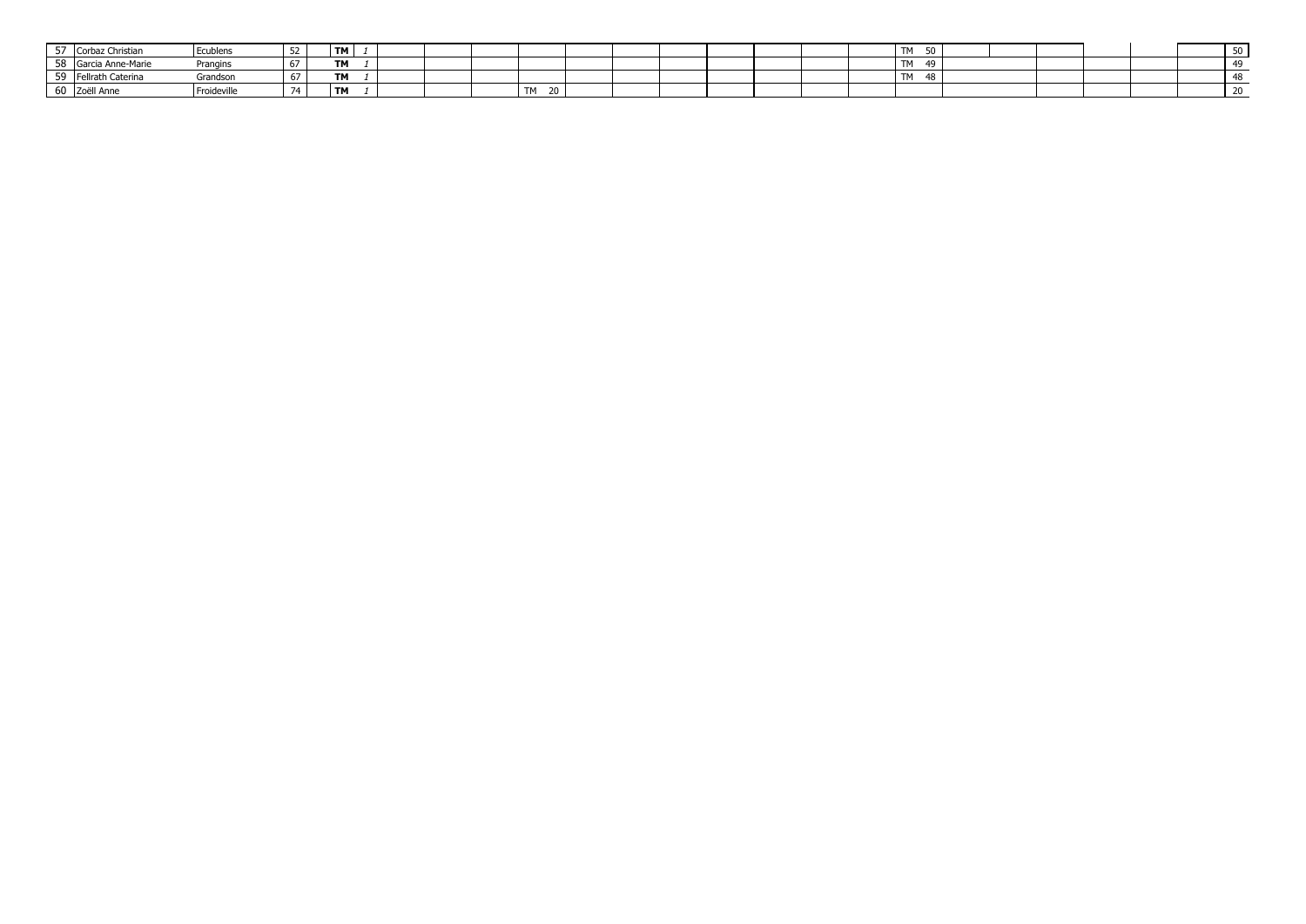| | | | | | | | | | | | | | | | | | | | | | | | |
|---|---|---|---|---|---|---|---|---|---|---|---|---|---|---|---|---|---|---|---|---|---|---|---|
| 57 | Corbaz Christian | Ecublens | 52 | **TM** | *1* | | | | | | | | | | | TM 50 | | | | | | | 50 |
| 58 | Garcia Anne-Marie | Prangins | 67 | **TM** | *1* | | | | | | | | | | | TM 49 | | | | | | | 49 |
| 59 | Fellrath Caterina | Grandson | 67 | **TM** | *1* | | | | | | | | | | | TM 48 | | | | | | | 48 |
| 60 | Zoëll Anne | Froideville | 74 | **TM** | *1* | | | | TM 20 | | | | | | | | | | | | | | 20 |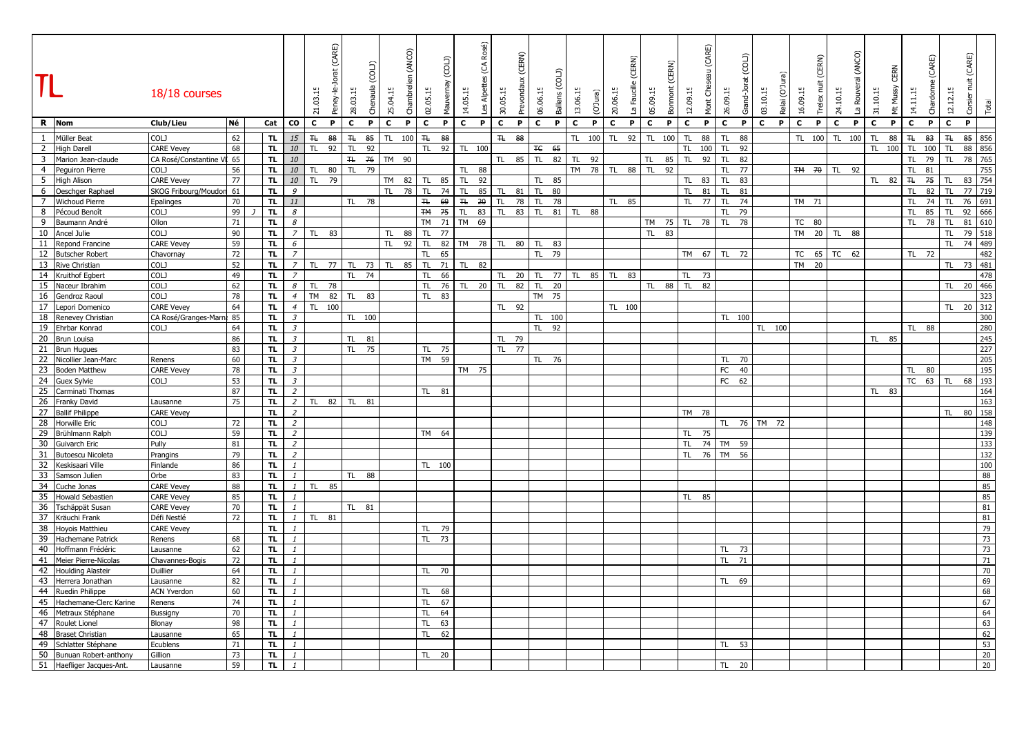# TL 18/18 courses

| R | Nom | Club/Lieu | Né | | Cat | CO | 21.03.15 Peney-le-Jorat (CARE) | 28.03.15 Chenaula (COLJ) | 25.04.15 Chambrelien (ANCO) | 02.05.15 Mauvernay (COLJ) | 14.05.15 Les Alpettes (CA Rosé) | 30.05.15 Prevondaux (CERN) | 06.06.15 Ballens (COLJ) | 13.06.15 (O'Jura) | 20.06.15 La Faucille (CERN) | 05.09.15 Bonmont (CERN) | 12.09.15 Mont Cheseau (CARE) | 26.09.15 Grand-Jorat (COLJ) | 03.10.15 Relai (O'Jura) | 16.09.15 Trelex nuit (CERN) | 24.10.15 La Rouveral (ANCO) | 31.10.15 Mt Mussy CERN | 14.11.15 Chardonne (CARE) | 12.12.15 Corsier nuit (CARE) | Total |
|---|---|---|---|---|---|---|---|---|---|---|---|---|---|---|---|---|---|---|---|---|---|---|---|---|---|
| | | | | | | | C P | C P | C P | C P | C P | C P | C P | C P | C P | C P | C P | C P | C P | C P | C P | C P | C P | C P | |
| 1 | Müller Beat | COLJ | 62 | | TL | 15 | ~~TL 88~~ | ~~TL 85~~ | TL 100 | ~~TL 88~~ | | ~~TL 88~~ | | TL 100 | TL 92 | TL 100 | TL 88 | TL 88 | | TL 100 | TL 100 | TL 88 | ~~TL 83~~ | ~~TL 85~~ | 856 |
| 2 | High Darell | CARE Vevey | 68 | | TL | 10 | TL 92 | TL 92 | | TL 92 | TL 100 | | ~~TC 65~~ | | | | TL 100 | TL 92 | | | | TL 100 | TL 100 | TL 88 | 856 |
| 3 | Marion Jean-claude | CA Rosé/Constantine VD | 65 | | TL | 10 | | ~~TL 76~~ | TM 90 | | | TL 85 | TL 82 | TL 92 | | TL 85 | TL 92 | TL 82 | | | | | TL 79 | TL 78 | 765 |
| 4 | Peguiron Pierre | COLJ | 56 | | TL | 10 | TL 80 | TL 79 | | | TL 88 | | | TM 78 | TL 88 | TL 92 | | TL 77 | | ~~TM 70~~ | TL 92 | | TL 81 | | 755 |
| 5 | High Alison | CARE Vevey | 77 | | TL | 10 | TL 79 | | TM 82 | TL 85 | TL 92 | | TL 85 | | | | TL 83 | TL 83 | | | | TL 82 | ~~TL 75~~ | TL 83 | 754 |
| 6 | Oeschger Raphael | SKOG Fribourg/Moudon | 61 | | TL | 9 | | | TL 78 | TL 74 | TL 85 | TL 81 | TL 80 | | | | TL 81 | TL 81 | | | | | TL 82 | TL 77 | 719 |
| 7 | Wichoud Pierre | Epalinges | 70 | | TL | 11 | | TL 78 | | ~~TL 69~~ | ~~TL 20~~ | TL 78 | TL 78 | | TL 85 | | TL 77 | TL 74 | | TM 71 | | | TL 74 | TL 76 | 691 |
| 8 | Pécoud Benoît | COLJ | 99 | J | TL | 8 | | | | ~~TM 75~~ | TL 83 | TL 83 | TL 81 | TL 88 | | | | TL 79 | | | | | TL 85 | TL 92 | 666 |
| 9 | Baumann André | Ollon | 71 | | TL | 8 | | | | TM 71 | TM 69 | | | | | TM 75 | TL 78 | TL 78 | | TC 80 | | | TL 78 | TL 81 | 610 |
| 10 | Ancel Julie | COLJ | 90 | | TL | 7 | TL 83 | | TL 88 | TL 77 | | | | | | TL 83 | | | | TM 20 | TL 88 | | | TL 79 | 518 |
| 11 | Repond Francine | CARE Vevey | 59 | | TL | 6 | | | TL 92 | TL 82 | TM 78 | TL 80 | TL 83 | | | | | | | | | | | TL 74 | 489 |
| 12 | Butscher Robert | Chavornay | 72 | | TL | 7 | | | | TL 65 | | | TL 79 | | | | TM 67 | TL 72 | | TC 65 | TC 62 | | TL 72 | | 482 |
| 13 | Rive Christian | COLJ | 52 | | TL | 7 | TL 77 | TL 73 | TL 85 | TL 71 | TL 82 | | | | | | | | | TM 20 | | | | TL 73 | 481 |
| 14 | Kruithof Egbert | COLJ | 49 | | TL | 7 | | TL 74 | | TL 66 | | TL 20 | TL 77 | TL 85 | TL 83 | | TL 73 | | | | | | | | 478 |
| 15 | Naceur Ibrahim | COLJ | 62 | | TL | 8 | TL 78 | | | TL 76 | TL 20 | TL 82 | TL 20 | | | TL 88 | TL 82 | | | | | | | TL 20 | 466 |
| 16 | Gendroz Raoul | COLJ | 78 | | TL | 4 | TM 82 | TL 83 | | TL 83 | | | TM 75 | | | | | | | | | | | | 323 |
| 17 | Lepori Domenico | CARE Vevey | 64 | | TL | 4 | TL 100 | | | | | TL 92 | | | TL 100 | | | | | | | | | TL 20 | 312 |
| 18 | Renevey Christian | CA Rosé/Granges-Marnand | 85 | | TL | 3 | | TL 100 | | | | | TL 100 | | | | | TL 100 | | | | | | | 300 |
| 19 | Ehrbar Konrad | COLJ | 64 | | TL | 3 | | | | | | | TL 92 | | | | | | TL 100 | | | | TL 88 | | 280 |
| 20 | Brun Louisa | | 86 | | TL | 3 | | TL 81 | | | | TL 79 | | | | | | | | | | TL 85 | | | 245 |
| 21 | Brun Hugues | | 83 | | TL | 3 | | TL 75 | | TL 75 | | TL 77 | | | | | | | | | | | | | 227 |
| 22 | Nicollier Jean-Marc | Renens | 60 | | TL | 3 | | | | TM 59 | | | TL 76 | | | | | TL 70 | | | | | | | 205 |
| 23 | Boden Matthew | CARE Vevey | 78 | | TL | 3 | | | | | TM 75 | | | | | | | FC 40 | | | | | TL 80 | | 195 |
| 24 | Guex Sylvie | COLJ | 53 | | TL | 3 | | | | | | | | | | | | FC 62 | | | | | TC 63 | TL 68 | 193 |
| 25 | Carminati Thomas | | 87 | | TL | 2 | | | | TL 81 | | | | | | | | | | | | TL 83 | | | 164 |
| 26 | Franky David | Lausanne | 75 | | TL | 2 | TL 82 | TL 81 | | | | | | | | | | | | | | | | | 163 |
| 27 | Ballif Philippe | CARE Vevey | | | TL | 2 | | | | | | | | | | | TM 78 | | | | | | | TL 80 | 158 |
| 28 | Horwille Eric | COLJ | 72 | | TL | 2 | | | | | | | | | | | | TL 76 | TM 72 | | | | | | 148 |
| 29 | Brühlmann Ralph | COLJ | 59 | | TL | 2 | | | | TM 64 | | | | | | | TL 75 | | | | | | | | 139 |
| 30 | Guivarch Eric | Pully | 81 | | TL | 2 | | | | | | | | | | | TL 74 | TM 59 | | | | | | | 133 |
| 31 | Butoescu Nicoleta | Prangins | 79 | | TL | 2 | | | | | | | | | | | TL 76 | TM 56 | | | | | | | 132 |
| 32 | Keskisaari Ville | Finlande | 86 | | TL | 1 | | | | TL 100 | | | | | | | | | | | | | | | 100 |
| 33 | Samson Julien | Orbe | 83 | | TL | 1 | | TL 88 | | | | | | | | | | | | | | | | | 88 |
| 34 | Cuche Jonas | CARE Vevey | 88 | | TL | 1 | TL 85 | | | | | | | | | | | | | | | | | | 85 |
| 35 | Howald Sebastien | CARE Vevey | 85 | | TL | 1 | | | | | | | | | | | TL 85 | | | | | | | | 85 |
| 36 | Tschäppät Susan | CARE Vevey | 70 | | TL | 1 | | TL 81 | | | | | | | | | | | | | | | | | 81 |
| 37 | Kräuchi Frank | Défi Nestlé | 72 | | TL | 1 | TL 81 | | | | | | | | | | | | | | | | | | 81 |
| 38 | Hoyois Matthieu | CARE Vevey | | | TL | 1 | | | | TL 79 | | | | | | | | | | | | | | | 79 |
| 39 | Hachemane Patrick | Renens | 68 | | TL | 1 | | | | TL 73 | | | | | | | | | | | | | | | 73 |
| 40 | Hoffmann Frédéric | Lausanne | 62 | | TL | 1 | | | | | | | | | | | | TL 73 | | | | | | | 73 |
| 41 | Meier Pierre-Nicolas | Chavannes-Bogis | 72 | | TL | 1 | | | | | | | | | | | | TL 71 | | | | | | | 71 |
| 42 | Houlding Alasteir | Duillier | 64 | | TL | 1 | | | | TL 70 | | | | | | | | | | | | | | | 70 |
| 43 | Herrera Jonathan | Lausanne | 82 | | TL | 1 | | | | | | | | | | | | TL 69 | | | | | | | 69 |
| 44 | Ruedin Philippe | ACN Yverdon | 60 | | TL | 1 | | | | TL 68 | | | | | | | | | | | | | | | 68 |
| 45 | Hachemane-Clerc Karine | Renens | 74 | | TL | 1 | | | | TL 67 | | | | | | | | | | | | | | | 67 |
| 46 | Metraux Stéphane | Bussigny | 70 | | TL | 1 | | | | TL 64 | | | | | | | | | | | | | | | 64 |
| 47 | Roulet Lionel | Blonay | 98 | | TL | 1 | | | | TL 63 | | | | | | | | | | | | | | | 63 |
| 48 | Braset Christian | Lausanne | 65 | | TL | 1 | | | | TL 62 | | | | | | | | | | | | | | | 62 |
| 49 | Schlatter Stéphane | Ecublens | 71 | | TL | 1 | | | | | | | | | | | | TL 53 | | | | | | | 53 |
| 50 | Bunuan Robert-anthony | Gillion | 73 | | TL | 1 | | | | TL 20 | | | | | | | | | | | | | | | 20 |
| 51 | Haefliger Jacques-Ant. | Lausanne | 59 | | TL | 1 | | | | | | | | | | | | TL 20 | | | | | | | 20 |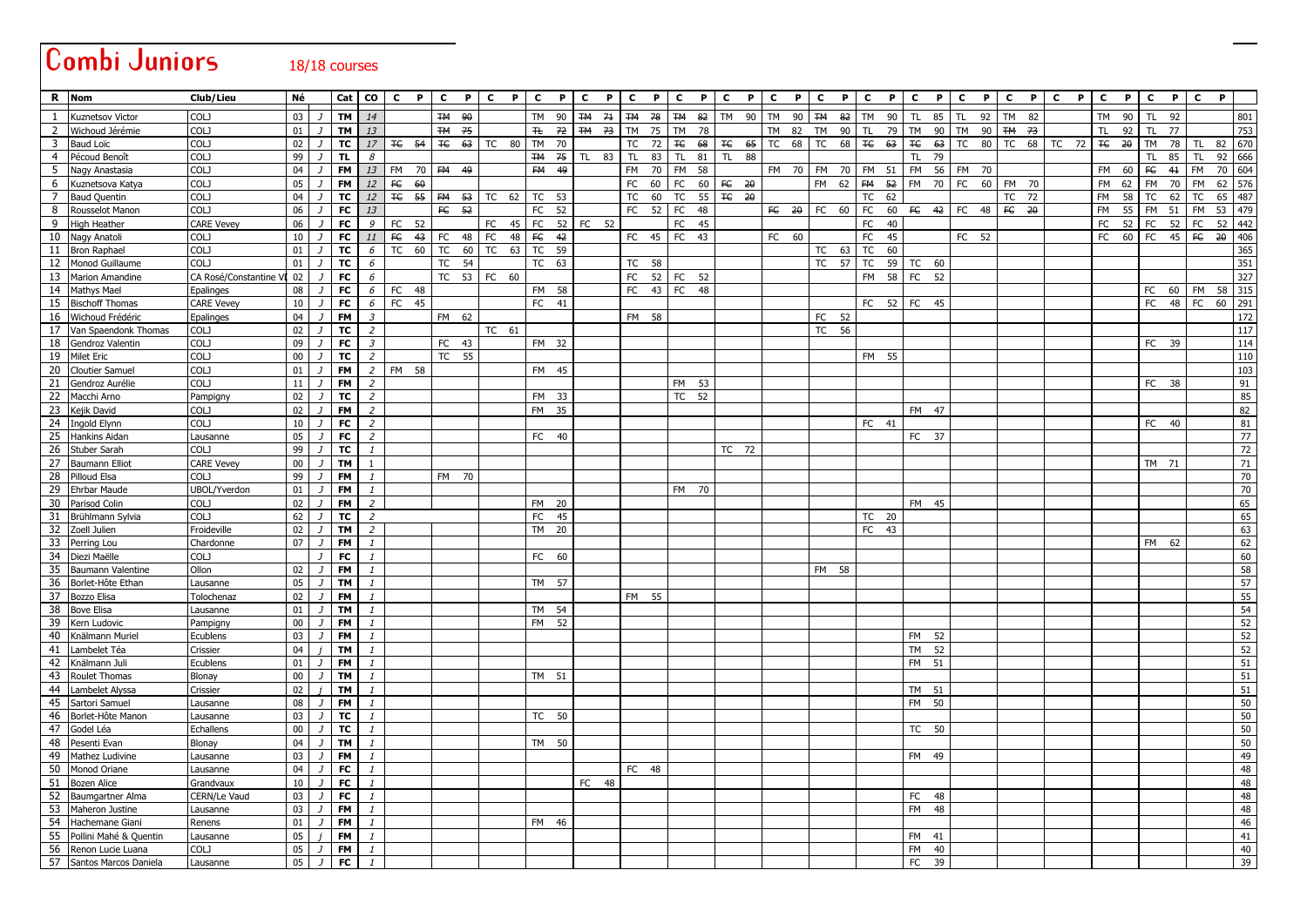# Combi Juniors

18/18 courses

| R | Nom | Club/Lieu | Né | | Cat | CO | C | P | C | P | C | P | C | P | C | P | C | P | C | P | C | P | C | P | C | P | C | P | C | P | C | P | C | P | C | P | C | P | C | P | C | P | C | P | |
|---|---|---|---|---|---|---|---|---|---|---|---|---|---|---|---|---|---|---|---|---|---|---|---|---|---|---|---|---|---|---|---|---|---|---|---|---|---|---|---|---|---|---|---|---|---|
| 1 | Kuznetsov Victor | COLJ | 03 | J | TM | 14 | | | ~~TM~~ | ~~90~~ | | | | | TM | 90 | ~~TM~~ | ~~71~~ | ~~TM~~ | ~~78~~ | ~~TM~~ | ~~82~~ | TM | 90 | TM | 90 | ~~TM~~ | ~~82~~ | TM | 90 | TL | 85 | TL | 92 | TM | 82 | | | TM | 90 | TL | 92 | | | 801 |
| 2 | Wichoud Jérémie | COLJ | 01 | J | TM | 13 | | | ~~TM~~ | ~~75~~ | | | | | ~~TL~~ | ~~72~~ | ~~TM~~ | ~~73~~ | TM | 75 | TM | 78 | | | TM | 82 | TM | 90 | TL | 79 | TM | 90 | TM | 90 | ~~TM~~ | ~~73~~ | | | TL | 92 | TL | 77 | | | 753 |
| 3 | Baud Loic | COLJ | 02 | J | TC | 17 | ~~TC~~ | ~~54~~ | ~~TC~~ | ~~63~~ | TC | 80 | | | TM | 70 | | | TC | 72 | ~~TC~~ | ~~68~~ | ~~TC~~ | ~~65~~ | TC | 68 | TC | 68 | ~~TC~~ | ~~63~~ | ~~TC~~ | ~~63~~ | TC | 80 | TC | 68 | TC | 72 | ~~TC~~ | ~~20~~ | TM | 78 | TL | 82 | 670 |
| 4 | Pécoud Benoît | COLJ | 99 | J | TL | 8 | | | | | | | | | ~~TM~~ | ~~75~~ | TL | 83 | TL | 83 | TL | 81 | TL | 88 | | | | | | | TL | 79 | | | | | | | | | TL | 85 | TL | 92 | 666 |
| 5 | Nagy Anastasia | COLJ | 04 | J | FM | 13 | FM | 70 | ~~FM~~ | ~~49~~ | | | | | ~~FM~~ | ~~49~~ | | | FM | 70 | FM | 58 | | | FM | 70 | FM | 70 | FM | 51 | FM | 56 | FM | 70 | | | | | FM | 60 | ~~FC~~ | ~~41~~ | FM | 70 | 604 |
| 6 | Kuznetsova Katya | COLJ | 05 | J | FM | 12 | ~~FC~~ | ~~60~~ | | | | | | | | | | | FC | 60 | FC | 60 | ~~FC~~ | ~~20~~ | | | FM | 62 | ~~FM~~ | ~~52~~ | FM | 70 | FC | 60 | FM | 70 | | | FM | 62 | FM | 70 | FM | 62 | 576 |
| 7 | Baud Quentin | COLJ | 04 | J | TC | 12 | ~~TC~~ | ~~55~~ | ~~FM~~ | ~~53~~ | TC | 62 | | | TC | 53 | | | TC | 60 | TC | 55 | ~~TC~~ | ~~20~~ | | | | | TC | 62 | | | | | TC | 72 | | | FM | 58 | TC | 62 | TC | 65 | 487 |
| 8 | Rousselot Manon | COLJ | 06 | J | FC | 13 | | | ~~FC~~ | ~~52~~ | | | | | FC | 52 | | | FC | 52 | FC | 48 | | | ~~FC~~ | ~~20~~ | FC | 60 | FC | 60 | ~~FC~~ | ~~42~~ | FC | 48 | ~~FC~~ | ~~20~~ | | | FM | 55 | FM | 51 | FM | 53 | 479 |
| 9 | High Heather | CARE Vevey | 06 | J | FC | 9 | FC | 52 | | | | | FC | 45 | FC | 52 | FC | 52 | | | FC | 45 | | | | | | | FC | 40 | | | | | | | | | FC | 52 | FC | 52 | FC | 52 | 442 |
| 10 | Nagy Anatoli | COLJ | 10 | J | FC | 11 | ~~FC~~ | ~~43~~ | FC | 48 | FC | 48 | | | ~~FC~~ | ~~42~~ | | | FC | 45 | FC | 43 | | | FC | 60 | | | FC | 45 | | | FC | 52 | | | | | FC | 60 | FC | 45 | ~~FC~~ | ~~20~~ | 406 |
| 11 | Bron Raphael | COLJ | 01 | J | TC | 6 | TC | 60 | TC | 60 | TC | 63 | | | TC | 59 | | | | | | | | | | | TC | 63 | TC | 60 | | | | | | | | | | | | | | | 365 |
| 12 | Monod Guillaume | COLJ | 01 | J | TC | 6 | | | TC | 54 | | | | | TC | 63 | | | TC | 58 | | | | | | | TC | 57 | TC | 59 | TC | 60 | | | | | | | | | | | | | 351 |
| 13 | Marion Amandine | CA Rosé/Constantine VI | 02 | J | FC | 6 | | | TC | 53 | FC | 60 | | | | | | | FC | 52 | FC | 52 | | | | | | | FM | 58 | FC | 52 | | | | | | | | | | | | | 327 |
| 14 | Mathys Mael | Epalinges | 08 | J | FC | 6 | FC | 48 | | | | | | | FM | 58 | | | FC | 43 | FC | 48 | | | | | | | | | | | | | | | | | | | FC | 60 | FM | 58 | 315 |
| 15 | Bischoff Thomas | CARE Vevey | 10 | J | FC | 6 | FC | 45 | | | | | | | FC | 41 | | | | | | | | | | | | | FC | 52 | FC | 45 | | | | | | | | | FC | 48 | FC | 60 | 291 |
| 16 | Wichoud Frédéric | Epalinges | 04 | J | FM | 3 | | | FM | 62 | | | | | | | | | FM | 58 | | | | | | | FC | 52 | | | | | | | | | | | | | | | | | 172 |
| 17 | Van Spaendonk Thomas | COLJ | 02 | J | TC | 2 | | | | | TC | 61 | | | | | | | | | | | | | | | TC | 56 | | | | | | | | | | | | | | | | | 117 |
| 18 | Gendroz Valentin | COLJ | 09 | J | FC | 3 | | | FC | 43 | | | | | FM | 32 | | | | | | | | | | | | | | | | | | | | | | | | | FC | 39 | | | 114 |
| 19 | Milet Eric | COLJ | 00 | J | TC | 2 | | | TC | 55 | | | | | | | | | | | | | | | | | | | FM | 55 | | | | | | | | | | | | | | | 110 |
| 20 | Cloutier Samuel | COLJ | 01 | J | FM | 2 | FM | 58 | | | | | | | FM | 45 | | | | | | | | | | | | | | | | | | | | | | | | | | | | | 103 |
| 21 | Gendroz Aurélie | COLJ | 11 | J | FM | 2 | | | | | | | | | | | | | | | FM | 53 | | | | | | | | | | | | | | | | | | | FC | 38 | | | 91 |
| 22 | Macchi Arno | Pampigny | 02 | J | TC | 2 | | | | | | | | | FM | 33 | | | | | TC | 52 | | | | | | | | | | | | | | | | | | | | | | | 85 |
| 23 | Kejik David | COLJ | 02 | J | FM | 2 | | | | | | | | | FM | 35 | | | | | | | | | | | | | | | FM | 47 | | | | | | | | | | | | | 82 |
| 24 | Ingold Elynn | COLJ | 10 | J | FC | 2 | | | | | | | | | | | | | | | | | | | | | | | FC | 41 | | | | | | | | | | | FC | 40 | | | 81 |
| 25 | Hankins Aidan | Lausanne | 05 | J | FC | 2 | | | | | | | | | FC | 40 | | | | | | | | | | | | | | | FC | 37 | | | | | | | | | | | | | 77 |
| 26 | Stuber Sarah | COLJ | 99 | J | TC | 1 | | | | | | | | | | | | | | | | | TC | 72 | | | | | | | | | | | | | | | | | | | | | 72 |
| 27 | Baumann Elliot | CARE Vevey | 00 | J | TM | 1 | | | | | | | | | | | | | | | | | | | | | | | | | | | | | | | | | | | TM | 71 | | | 71 |
| 28 | Pilloud Elsa | COLJ | 99 | J | FM | 1 | | | FM | 70 | | | | | | | | | | | | | | | | | | | | | | | | | | | | | | | | | | | 70 |
| 29 | Ehrbar Maude | UBOL/Yverdon | 01 | J | FM | 1 | | | | | | | | | | | | | | | FM | 70 | | | | | | | | | | | | | | | | | | | | | | | 70 |
| 30 | Parisod Colin | COLJ | 02 | J | FM | 2 | | | | | | | | | FM | 20 | | | | | | | | | | | | | | | FM | 45 | | | | | | | | | | | | | 65 |
| 31 | Brühlmann Sylvia | COLJ | 62 | J | TC | 2 | | | | | | | | | FC | 45 | | | | | | | | | | | | | TC | 20 | | | | | | | | | | | | | | | 65 |
| 32 | Zoell Julien | Froideville | 02 | J | TM | 2 | | | | | | | | | TM | 20 | | | | | | | | | | | | | FC | 43 | | | | | | | | | | | | | | | 63 |
| 33 | Perring Lou | Chardonne | 07 | J | FM | 1 | | | | | | | | | | | | | | | | | | | | | | | | | | | | | | | | | | | FM | 62 | | | 62 |
| 34 | Diezi Maëlle | COLJ | | J | FC | 1 | | | | | | | | | FC | 60 | | | | | | | | | | | | | | | | | | | | | | | | | | | | | 60 |
| 35 | Baumann Valentine | Ollon | 02 | J | FM | 1 | | | | | | | | | | | | | | | | | | | | | FM | 58 | | | | | | | | | | | | | | | | | 58 |
| 36 | Borlet-Hôte Ethan | Lausanne | 05 | J | TM | 1 | | | | | | | | | TM | 57 | | | | | | | | | | | | | | | | | | | | | | | | | | | | | 57 |
| 37 | Bozzo Elisa | Tolochenaz | 02 | J | FM | 1 | | | | | | | | | | | | | FM | 55 | | | | | | | | | | | | | | | | | | | | | | | | | 55 |
| 38 | Bove Elisa | Lausanne | 01 | J | TM | 1 | | | | | | | | | TM | 54 | | | | | | | | | | | | | | | | | | | | | | | | | | | | | 54 |
| 39 | Kern Ludovic | Pampigny | 00 | J | FM | 1 | | | | | | | | | FM | 52 | | | | | | | | | | | | | | | | | | | | | | | | | | | | | 52 |
| 40 | Knälmann Muriel | Ecublens | 03 | J | FM | 1 | | | | | | | | | | | | | | | | | | | | | | | | | FM | 52 | | | | | | | | | | | | | 52 |
| 41 | Lambelet Téa | Crissier | 04 | j | TM | 1 | | | | | | | | | | | | | | | | | | | | | | | | | TM | 52 | | | | | | | | | | | | | 52 |
| 42 | Knälmann Juli | Ecublens | 01 | J | FM | 1 | | | | | | | | | | | | | | | | | | | | | | | | | FM | 51 | | | | | | | | | | | | | 51 |
| 43 | Roulet Thomas | Blonay | 00 | J | TM | 1 | | | | | | | | | TM | 51 | | | | | | | | | | | | | | | | | | | | | | | | | | | | | 51 |
| 44 | Lambelet Alyssa | Crissier | 02 | j | TM | 1 | | | | | | | | | | | | | | | | | | | | | | | | | TM | 51 | | | | | | | | | | | | | 51 |
| 45 | Sartori Samuel | Lausanne | 08 | J | FM | 1 | | | | | | | | | | | | | | | | | | | | | | | | | FM | 50 | | | | | | | | | | | | | 50 |
| 46 | Borlet-Hôte Manon | Lausanne | 03 | J | TC | 1 | | | | | | | | | TC | 50 | | | | | | | | | | | | | | | | | | | | | | | | | | | | | 50 |
| 47 | Godel Léa | Echallens | 00 | J | TC | 1 | | | | | | | | | | | | | | | | | | | | | | | | | TC | 50 | | | | | | | | | | | | | 50 |
| 48 | Pesenti Evan | Blonay | 04 | J | TM | 1 | | | | | | | | | TM | 50 | | | | | | | | | | | | | | | | | | | | | | | | | | | | | 50 |
| 49 | Mathez Ludivine | Lausanne | 03 | J | FM | 1 | | | | | | | | | | | | | | | | | | | | | | | | | FM | 49 | | | | | | | | | | | | | 49 |
| 50 | Monod Oriane | Lausanne | 04 | J | FC | 1 | | | | | | | | | | | | | FC | 48 | | | | | | | | | | | | | | | | | | | | | | | | | 48 |
| 51 | Bozen Alice | Grandvaux | 10 | J | FC | 1 | | | | | | | | | | | FC | 48 | | | | | | | | | | | | | | | | | | | | | | | | | | | 48 |
| 52 | Baumgartner Alma | CERN/Le Vaud | 03 | J | FC | 1 | | | | | | | | | | | | | | | | | | | | | | | | | FC | 48 | | | | | | | | | | | | | 48 |
| 53 | Maheron Justine | Lausanne | 03 | J | FM | 1 | | | | | | | | | | | | | | | | | | | | | | | | | FM | 48 | | | | | | | | | | | | | 48 |
| 54 | Hachemane Giani | Renens | 01 | J | FM | 1 | | | | | | | | | FM | 46 | | | | | | | | | | | | | | | | | | | | | | | | | | | | | 46 |
| 55 | Pollini Mahé & Quentin | Lausanne | 05 | j | FM | 1 | | | | | | | | | | | | | | | | | | | | | | | | | FM | 41 | | | | | | | | | | | | | 41 |
| 56 | Renon Lucie Luana | COLJ | 05 | J | FM | 1 | | | | | | | | | | | | | | | | | | | | | | | | | FM | 40 | | | | | | | | | | | | | 40 |
| 57 | Santos Marcos Daniela | Lausanne | 05 | J | FC | 1 | | | | | | | | | | | | | | | | | | | | | | | | | FC | 39 | | | | | | | | | | | | | 39 |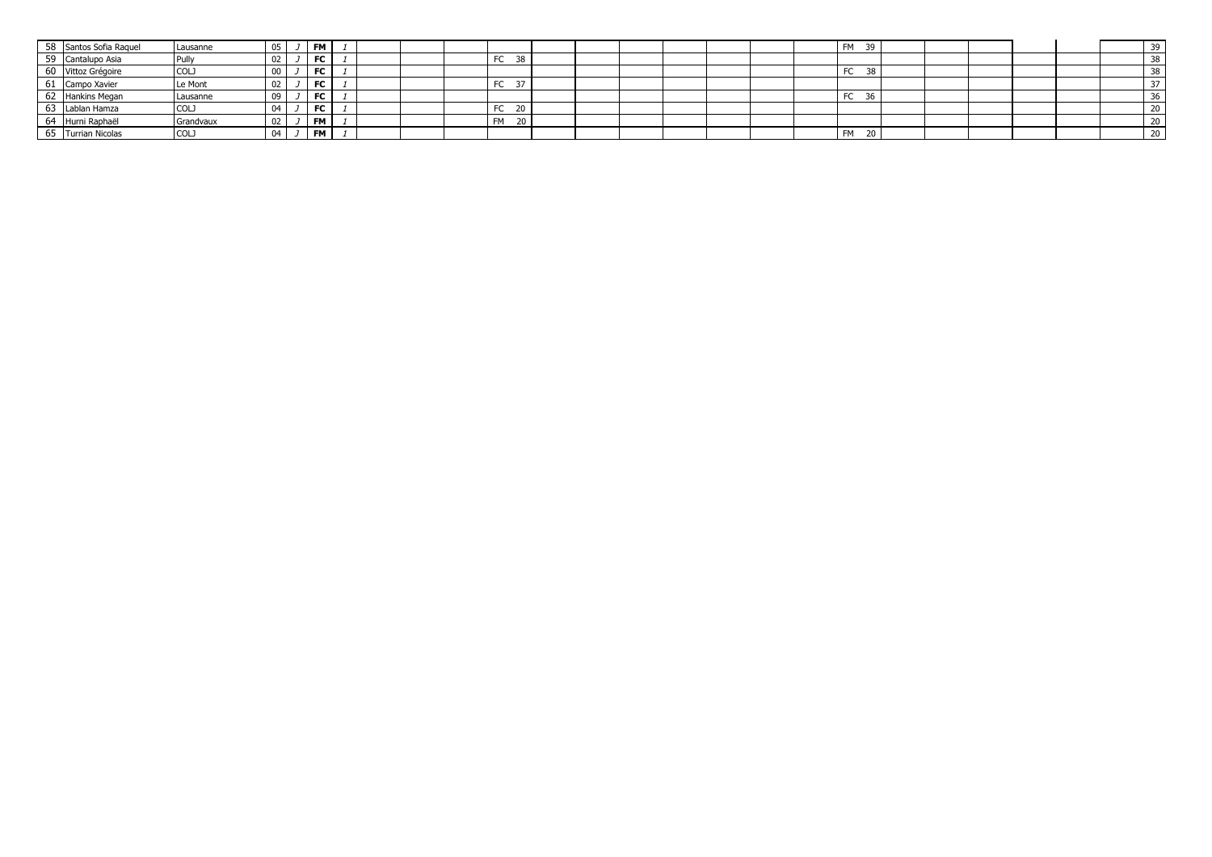| | | | | | | | | | | | | | | | | | | | | | | | | |
|---|---|---|---|---|---|---|---|---|---|---|---|---|---|---|---|---|---|---|---|---|---|---|---|---|
| 58 | Santos Sofia Raquel | Lausanne | 05 | J | **FM** | 1 | | | | | | | | | | | FM 39 | | | | | | | 39 |
| 59 | Cantalupo Asia | Pully | 02 | J | **FC** | 1 | | | | FC 38 | | | | | | | | | | | | | | 38 |
| 60 | Vittoz Grégoire | COLJ | 00 | J | **FC** | 1 | | | | | | | | | | | FC 38 | | | | | | | 38 |
| 61 | Campo Xavier | Le Mont | 02 | J | **FC** | 1 | | | | FC 37 | | | | | | | | | | | | | | 37 |
| 62 | Hankins Megan | Lausanne | 09 | J | **FC** | 1 | | | | | | | | | | | FC 36 | | | | | | | 36 |
| 63 | Lablan Hamza | COLJ | 04 | J | **FC** | 1 | | | | FC 20 | | | | | | | | | | | | | | 20 |
| 64 | Hurni Raphaël | Grandvaux | 02 | J | **FM** | 1 | | | | FM 20 | | | | | | | | | | | | | | 20 |
| 65 | Turrian Nicolas | COLJ | 04 | J | **FM** | 1 | | | | | | | | | | | FM 20 | | | | | | | 20 |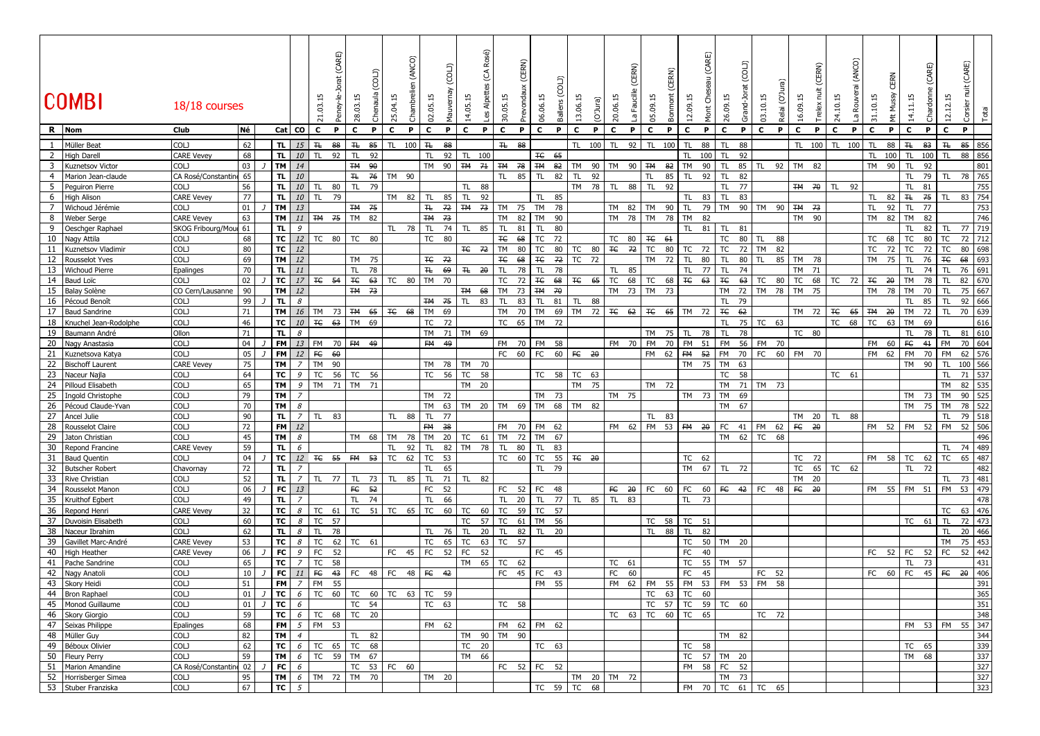# COMBI

18/18 courses

| R | Nom | Club | Né | | Cat | CO | 21.03.15 Peney-le-Jorat (CARE) | | 28.03.15 Chenaula (COLJ) | | 25.04.15 Chamberlien (ANCO) | | 02.05.15 Mauvernay (COLJ) | | 14.05.15 Les Alpettes (CA Rosé) | | 30.05.15 Prevondaux (CERN) | | 06.06.15 Ballens (COLJ) | | 13.06.15 (O'Jura) | | 20.06.15 La Faucille (CERN) | | 05.09.15 Bonmont (CERN) | | 12.09.15 Mont Cheseau (CARE) | | 26.09.15 Grand-Jorat (COLJ) | | 03.10.15 Relai (O'Jura) | | 16.09.15 Trelex nuit (CERN) | | 24.10.15 La Rouvraz (ANCO) | | 31.10.15 Mt Mussy CERN | | 14.11.15 Chardonne (CARE) | | 12.12.15 Corsier nuit (CARE) | | Total |
|---|---|---|---|---|---|---|---|---|---|---|---|---|---|---|---|---|---|---|---|---|---|---|---|---|---|---|---|---|---|---|---|---|---|---|---|---|---|---|---|---|---|---|---|
| | | | | | | | C | P | C | P | C | P | C | P | C | P | C | P | C | P | C | P | C | P | C | P | C | P | C | P | C | P | C | P | C | P | C | P | C | P | C | P | |
| 1 | Müller Beat | COLJ | 62 | | TL | 15 | ~~TL~~ | ~~88~~ | ~~TL~~ | ~~85~~ | TL | 100 | ~~TL~~ | ~~88~~ | | | ~~TL~~ | ~~88~~ | | | TL | 100 | TL | 92 | TL | 100 | TL | 88 | TL | 88 | | | TL | 100 | TL | 100 | TL | 88 | ~~TL~~ | ~~83~~ | ~~TL~~ | ~~85~~ | 856 |
| 2 | High Darell | CARE Vevey | 68 | | TL | 10 | TL | 92 | | | | | TL | 92 | TL | 100 | | | ~~TC~~ | ~~65~~ | | | | | | | TL | 100 | TL | 92 | | | | | | | TL | 100 | TL | 100 | TL | 88 | 856 |
| 3 | Kuznetsov Victor | COLJ | 03 | J | TM | 14 | | | ~~TM~~ | ~~90~~ | | | TM | 90 | ~~TM~~ | ~~71~~ | ~~TM~~ | ~~78~~ | ~~TM~~ | ~~82~~ | TM | 90 | TM | 90 | ~~TM~~ | ~~82~~ | TM | 90 | TL | 85 | TL | 92 | TM | 82 | | | TM | 90 | TL | 92 | | | 801 |
| 4 | Marion Jean-claude | CA Rosé/Constantin | 65 | | TL | 10 | | | ~~TL~~ | ~~76~~ | TM | 90 | | | | | TL | 85 | TL | 82 | TL | 92 | | | TL | 85 | TL | 92 | TL | 82 | | | | | | | | | TL | 79 | TL | 78 | 765 |
| 5 | Peguiron Pierre | COLJ | 56 | | TL | 10 | TL | 80 | TL | 79 | | | | | TL | 88 | | | | | TM | 78 | TL | 88 | TL | 92 | | | TL | 77 | | | ~~TM~~ | ~~70~~ | TL | 92 | | | TL | 81 | | | 755 |
| 6 | High Alison | CARE Vevey | 77 | | TL | 10 | TL | 79 | | | TM | 82 | TL | 85 | TL | 92 | | | TL | 85 | | | | | | | TL | 83 | TL | 83 | | | | | | | TL | 82 | ~~TL~~ | ~~75~~ | TL | 83 | 754 |
| 7 | Wichoud Jérémie | COLJ | 01 | J | TM | 13 | | | ~~TM~~ | ~~75~~ | | | ~~TL~~ | ~~72~~ | ~~TM~~ | ~~73~~ | TM | 75 | TM | 78 | | | TM | 82 | TM | 90 | TL | 79 | TM | 90 | TM | 90 | ~~TM~~ | ~~73~~ | | | TL | 92 | TL | 77 | | | 753 |
| 8 | Weber Serge | CARE Vevey | 63 | | TM | 11 | ~~TM~~ | ~~75~~ | TM | 82 | | | ~~TM~~ | ~~73~~ | | | TM | 82 | TM | 90 | | | TM | 78 | TM | 78 | TM | 82 | | | | | TM | 90 | | | TM | 82 | TM | 82 | | | 746 |
| 9 | Oeschger Raphael | SKOG Fribourg/Mou | 61 | | TL | 9 | | | | | TL | 78 | TL | 74 | TL | 85 | TL | 81 | TL | 80 | | | | | | | TL | 81 | TL | 81 | | | | | | | | | TL | 82 | TL | 77 | 719 |
| 10 | Nagy Attila | COLJ | 68 | | TC | 12 | TC | 80 | TC | 80 | | | TC | 80 | | | ~~TC~~ | ~~68~~ | TC | 72 | | | TC | 80 | ~~TC~~ | ~~61~~ | | | TC | 80 | TL | 88 | | | | | TC | 68 | TC | 80 | TC | 72 | 712 |
| 11 | Kuznetsov Vladimir | COLJ | 80 | | TC | 12 | | | | | | | | | ~~TC~~ | ~~72~~ | TM | 80 | TC | 80 | TC | 80 | ~~TC~~ | ~~72~~ | TC | 80 | TC | 72 | TC | 72 | TM | 82 | | | | | TC | 72 | TC | 72 | TC | 80 | 698 |
| 12 | Rousselot Yves | COLJ | 69 | | TM | 12 | | | TM | 75 | | | ~~TC~~ | ~~72~~ | | | ~~TC~~ | ~~68~~ | ~~TC~~ | ~~72~~ | TC | 72 | | | TM | 72 | TL | 80 | TL | 80 | TL | 85 | TM | 78 | | | TM | 75 | TL | 76 | ~~TC~~ | ~~68~~ | 693 |
| 13 | Wichoud Pierre | Epalinges | 70 | | TL | 11 | | | TL | 78 | | | ~~TL~~ | ~~69~~ | ~~TL~~ | ~~20~~ | TL | 78 | TL | 78 | | | TL | 85 | | | TL | 77 | TL | 74 | | | TM | 71 | | | | | TL | 74 | TL | 76 | 691 |
| 14 | Baud Loïc | COLJ | 02 | J | TC | 17 | ~~TC~~ | ~~54~~ | ~~TC~~ | ~~63~~ | TC | 80 | TM | 70 | | | TC | 72 | ~~TC~~ | ~~68~~ | ~~TC~~ | ~~65~~ | TC | 68 | TC | 68 | ~~TC~~ | ~~63~~ | ~~TC~~ | ~~63~~ | TC | 80 | TC | 68 | TC | 72 | ~~TC~~ | ~~20~~ | TM | 78 | TL | 82 | 670 |
| 15 | Balay Solène | CO Cern/Lausanne | 90 | | TM | 12 | | | ~~TM~~ | ~~73~~ | | | | | ~~TM~~ | ~~68~~ | TM | 73 | ~~TM~~ | ~~70~~ | | | TM | 73 | TM | 73 | | | TM | 72 | TM | 78 | TM | 75 | | | TM | 78 | TM | 70 | TL | 75 | 667 |
| 16 | Pécoud Benoît | COLJ | 99 | J | TL | 8 | | | | | | | ~~TM~~ | ~~75~~ | TL | 83 | TL | 83 | TL | 81 | TL | 88 | | | | | | | TL | 79 | | | | | | | | | TL | 85 | TL | 92 | 666 |
| 17 | Baud Sandrine | COLJ | 71 | | TM | 16 | TM | 73 | ~~TM~~ | ~~65~~ | ~~TC~~ | ~~68~~ | TM | 69 | | | TM | 70 | TM | 69 | TM | 72 | ~~TC~~ | ~~62~~ | ~~TC~~ | ~~65~~ | TM | 72 | | | | | TM | 72 | ~~TC~~ | ~~65~~ | ~~TM~~ | ~~20~~ | TM | 72 | TL | 70 | 639 |
| 18 | Knuchel Jean-Rodolphe | COLJ | 46 | | TC | 10 | ~~TC~~ | ~~63~~ | TM | 69 | | | TC | 72 | | | TC | 65 | TM | 72 | | | | | | | | | TL | 75 | TC | 63 | | | TC | 68 | TC | 63 | TM | 69 | | | 616 |
| 19 | Baumann André | Ollon | 71 | | TL | 8 | | | | | | | TM | 71 | TM | 69 | | | | | | | | | TM | 75 | TL | 78 | TL | 78 | | | TC | 80 | | | | | TL | 78 | TL | 81 | 610 |
| 20 | Nagy Anastasia | COLJ | 04 | J | FM | 13 | FM | 70 | ~~FM~~ | ~~49~~ | | | ~~FM~~ | ~~49~~ | | | FM | 70 | FM | 58 | | | FM | 70 | FM | 70 | FM | 51 | FM | 56 | FM | 70 | | | | | FM | 60 | ~~FC~~ | ~~41~~ | FM | 70 | 604 |
| 21 | Kuznetsova Katya | COLJ | 05 | J | FM | 12 | ~~FC~~ | ~~60~~ | | | | | | | | | FC | 60 | FC | 60 | ~~FC~~ | ~~20~~ | | | FM | 62 | ~~FM~~ | ~~52~~ | FM | 70 | FC | 60 | FM | 70 | | | FM | 62 | FM | 70 | FM | 62 | 576 |
| 22 | Bischoff Laurent | CARE Vevey | 75 | | TM | 7 | TM | 90 | | | | | TM | 78 | TM | 70 | | | | | | | | | | | TM | 75 | TM | 63 | | | | | | | | | TM | 90 | TL | 100 | 566 |
| 23 | Naceur Najla | COLJ | 64 | | TC | 9 | TC | 56 | TC | 56 | | | TC | 56 | TC | 58 | | | TC | 58 | TC | 63 | | | | | | | TC | 58 | | | | | TC | 61 | | | | | TL | 71 | 537 |
| 24 | Pilloud Elisabeth | COLJ | 65 | | TM | 9 | TM | 71 | TM | 71 | | | | | TM | 20 | | | | | TM | 75 | | | TM | 72 | | | TM | 71 | TM | 73 | | | | | | | | | TM | 82 | 535 |
| 25 | Ingold Christophe | COLJ | 79 | | TM | 7 | | | | | | | TM | 72 | | | | | TM | 73 | | | TM | 75 | | | TM | 73 | TM | 69 | | | | | | | | | TM | 73 | TM | 90 | 525 |
| 26 | Pécoud Claude-Yvan | COLJ | 70 | | TM | 8 | | | | | | | TM | 63 | TM | 20 | TM | 69 | TM | 68 | TM | 82 | | | | | | | TM | 67 | | | | | | | | | TM | 75 | TM | 78 | 522 |
| 27 | Ancel Julie | COLJ | 90 | | TL | 7 | TL | 83 | | | TL | 88 | TL | 77 | | | | | | | | | | | TL | 83 | | | | | | | TM | 20 | TL | 88 | | | | | TL | 79 | 518 |
| 28 | Rousselot Claire | COLJ | 72 | | FM | 12 | | | | | | | ~~FM~~ | ~~38~~ | | | FM | 70 | FM | 62 | | | FM | 62 | FM | 53 | ~~FM~~ | ~~20~~ | FC | 41 | FM | 62 | ~~FC~~ | ~~20~~ | | | FM | 52 | FM | 52 | FM | 52 | 506 |
| 29 | Jaton Christian | COLJ | 45 | | TM | 8 | | | TM | 68 | TM | 78 | TM | 20 | TC | 61 | TM | 72 | TM | 67 | | | | | | | | | TM | 62 | TC | 68 | | | | | | | | | | | 496 |
| 30 | Repond Francine | CARE Vevey | 59 | | TL | 6 | | | | | TL | 92 | TL | 82 | TM | 78 | TL | 80 | TL | 83 | | | | | | | | | | | | | | | | | | | | | TL | 74 | 489 |
| 31 | Baud Quentin | COLJ | 04 | J | TC | 12 | ~~TC~~ | ~~55~~ | ~~FM~~ | ~~53~~ | TC | 62 | TC | 53 | | | TC | 60 | TC | 55 | ~~TC~~ | ~~20~~ | | | | | TC | 62 | | | | | TC | 72 | | | FM | 58 | TC | 62 | TC | 65 | 487 |
| 32 | Butscher Robert | Chavornay | 72 | | TL | 7 | | | | | | | TL | 65 | | | | | TL | 79 | | | | | | | TM | 67 | TL | 72 | | | TC | 65 | TC | 62 | | | TL | 72 | | | 482 |
| 33 | Rive Christian | COLJ | 52 | | TL | 7 | TL | 77 | TL | 73 | TL | 85 | TL | 71 | TL | 82 | | | | | | | | | | | | | | | | | TM | 20 | | | | | | | TL | 73 | 481 |
| 34 | Rousselot Manon | COLJ | 06 | J | FC | 13 | | | ~~FC~~ | ~~52~~ | | | FC | 52 | | | FC | 52 | FC | 48 | | | ~~FC~~ | ~~20~~ | FC | 60 | FC | 60 | ~~FC~~ | ~~42~~ | FC | 48 | ~~FC~~ | ~~20~~ | | | FM | 55 | FM | 51 | FM | 53 | 479 |
| 35 | Kruithof Egbert | COLJ | 49 | | TL | 7 | | | TL | 74 | | | TL | 66 | | | TL | 20 | TL | 77 | TL | 85 | TL | 83 | | | TL | 73 | | | | | | | | | | | | | | | 478 |
| 36 | Repond Henri | CARE Vevey | 32 | | TC | 8 | TC | 61 | TC | 51 | TC | 65 | TC | 60 | TC | 60 | TC | 59 | TC | 57 | | | | | | | | | | | | | | | | | | | | | TC | 63 | 476 |
| 37 | Duvoisin Elisabeth | COLJ | 60 | | TC | 8 | TC | 57 | | | | | | | TC | 57 | TC | 61 | TM | 56 | | | | | TC | 58 | TC | 51 | | | | | | | | | | | TC | 61 | TL | 72 | 473 |
| 38 | Naceur Ibrahim | COLJ | 62 | | TL | 8 | TL | 78 | | | | | TL | 76 | TL | 20 | TL | 82 | TL | 20 | | | | | TL | 88 | TL | 82 | | | | | | | | | | | | | TL | 20 | 466 |
| 39 | Gavillet Marc-André | CARE Vevey | 53 | | TC | 8 | TC | 62 | TC | 61 | | | TC | 65 | TC | 63 | TC | 57 | | | | | | | | | TC | 50 | TM | 20 | | | | | | | | | | | TM | 75 | 453 |
| 40 | High Heather | CARE Vevey | 06 | J | FC | 9 | FC | 52 | | | FC | 45 | FC | 52 | FC | 52 | | | FC | 45 | | | | | | | FC | 40 | | | | | | | | | FC | 52 | FC | 52 | FC | 52 | 442 |
| 41 | Pache Sandrine | COLJ | 55 | | TC | 7 | TC | 58 | | | | | | | TM | 65 | TC | 62 | | | | | TC | 61 | | | TC | 55 | TM | 57 | | | | | | | | | TL | 73 | | | 431 |
| 42 | Nagy Anatoli | COLJ | 10 | J | FC | 11 | ~~FC~~ | ~~43~~ | FC | 48 | FC | 48 | ~~FC~~ | ~~42~~ | | | FC | 45 | FC | 43 | | | FC | 60 | | | FC | 45 | | | FC | 52 | | | | | FC | 60 | FC | 45 | ~~FC~~ | ~~20~~ | 406 |
| 43 | Skory Heidi | COLJ | 51 | | FM | 7 | FM | 55 | | | | | | | | | | | FM | 55 | | | FM | 62 | FM | 55 | FM | 53 | FM | 53 | FM | 58 | | | | | | | | | | | 391 |
| 44 | Bron Raphael | COLJ | 01 | J | TC | 6 | TC | 60 | TC | 60 | TC | 63 | TC | 59 | | | | | | | | | | | TC | 63 | TC | 60 | | | | | | | | | | | | | | | 365 |
| 45 | Monod Guillaume | COLJ | 01 | J | TC | 6 | | | TC | 54 | | | TC | 63 | | | TC | 58 | | | | | | | TC | 57 | TC | 59 | TC | 60 | | | | | | | | | | | | | 351 |
| 46 | Skory Giorgio | COLJ | 59 | | TC | 6 | TC | 68 | TC | 20 | | | | | | | | | | | | | TC | 63 | TC | 60 | TC | 65 | | | TC | 72 | | | | | | | | | | | 348 |
| 47 | Seixas Philippe | Epalinges | 68 | | FM | 5 | FM | 53 | | | | | FM | 62 | | | FM | 62 | FM | 62 | | | | | | | | | | | | | | | | | | | FM | 53 | FM | 55 | 347 |
| 48 | Müller Guy | COLJ | 82 | | TM | 4 | | | TL | 82 | | | | | TM | 90 | TM | 90 | | | | | | | | | | | TM | 82 | | | | | | | | | | | | | 344 |
| 49 | Béboux Olivier | COLJ | 62 | | TC | 6 | TC | 65 | TC | 68 | | | | | TC | 20 | | | TC | 63 | | | | | | | TC | 58 | | | | | | | | | | | TC | 65 | | | 339 |
| 50 | Fleury Perry | COLJ | 59 | | TM | 6 | TC | 59 | TM | 67 | | | | | TM | 66 | | | | | | | | | | | TC | 57 | TM | 20 | | | | | | | | | TM | 68 | | | 337 |
| 51 | Marion Amandine | CA Rosé/Constantin | 02 | J | FC | 6 | | | TC | 53 | FC | 60 | | | | | FC | 52 | FC | 52 | | | | | | | FM | 58 | FC | 52 | | | | | | | | | | | | | 327 |
| 52 | Horrisberger Simea | COLJ | 95 | | TM | 6 | TM | 72 | TM | 70 | | | TM | 20 | | | | | | | TM | 20 | TM | 72 | | | | | TM | 73 | | | | | | | | | | | | | 327 |
| 53 | Stuber Franziska | COLJ | 67 | | TC | 5 | | | | | | | | | | | | | TC | 59 | TC | 68 | | | | | FM | 70 | TC | 61 | TC | 65 | | | | | | | | | | | 323 |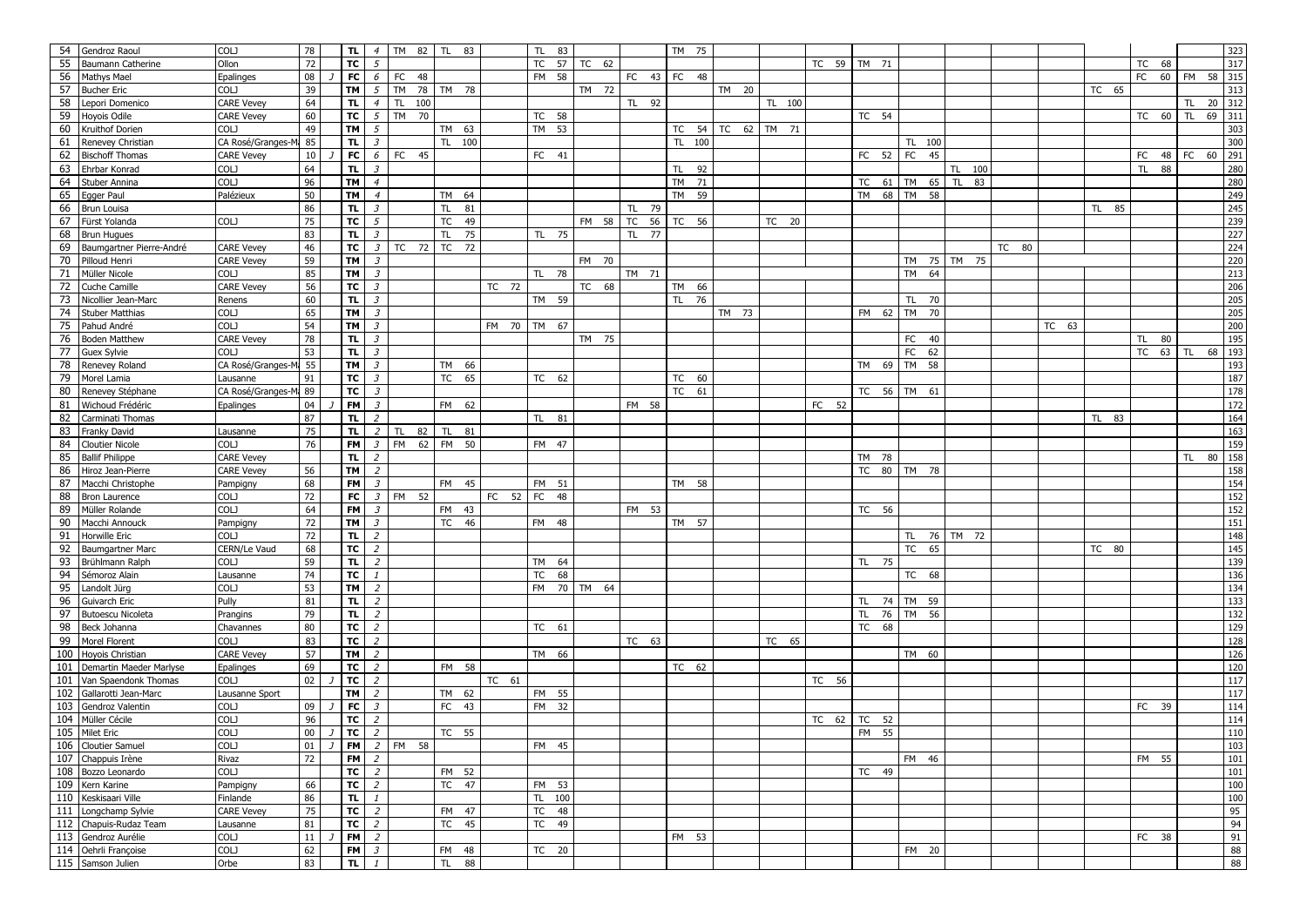| | | | | | | | | | | | | | | | | | | | | | | | | |
|---|---|---|---|---|---|---|---|---|---|---|---|---|---|---|---|---|---|---|---|---|---|---|---|---|
| 54 | Gendroz Raoul | COLJ | 78 | | TL | 4 | TM 82 | TL 83 | | TL 83 | | | TM 75 | | | | | | | | | | | 323 |
| 55 | Baumann Catherine | Ollon | 72 | | TC | 5 | | | | TC 57 | TC 62 | | | | | TC 59 | TM 71 | | | | | | TC 68 | | 317 |
| 56 | Mathys Mael | Epalinges | 08 | J | FC | 6 | FC 48 | | | FM 58 | | FC 43 | FC 48 | | | | | | | | | | FC 60 | FM 58 | 315 |
| 57 | Bucher Eric | COLJ | 39 | | TM | 5 | TM 78 | TM 78 | | | TM 72 | | | TM 20 | | | | | | | | TC 65 | | | 313 |
| 58 | Lepori Domenico | CARE Vevey | 64 | | TL | 4 | TL 100 | | | | | TL 92 | | | TL 100 | | | | | | | | | TL 20 | 312 |
| 59 | Hoyois Odile | CARE Vevey | 60 | | TC | 5 | TM 70 | | | TC 58 | | | | | | | TC 54 | | | | | | TC 60 | TL 69 | 311 |
| 60 | Kruithof Dorien | COLJ | 49 | | TM | 5 | | TM 63 | | TM 53 | | | TC 54 | TC 62 | TM 71 | | | | | | | | | | 303 |
| 61 | Renevey Christian | CA Rosé/Granges-M | 85 | | TL | 3 | | TL 100 | | | | | TL 100 | | | | | TL 100 | | | | | | | 300 |
| 62 | Bischoff Thomas | CARE Vevey | 10 | J | FC | 6 | FC 45 | | | FC 41 | | | | | | | FC 52 | FC 45 | | | | | FC 48 | FC 60 | 291 |
| 63 | Ehrbar Konrad | COLJ | 64 | | TL | 3 | | | | | | | TL 92 | | | | | | TL 100 | | | | TL 88 | | 280 |
| 64 | Stuber Annina | COLJ | 96 | | TM | 4 | | | | | | | TM 71 | | | | TC 61 | TM 65 | TL 83 | | | | | | 280 |
| 65 | Egger Paul | Palézieux | 50 | | TM | 4 | | TM 64 | | | | | TM 59 | | | | TM 68 | TM 58 | | | | | | | 249 |
| 66 | Brun Louisa | | 86 | | TL | 3 | | TL 81 | | | | TL 79 | | | | | | | | | | TL 85 | | | 245 |
| 67 | Fürst Yolanda | COLJ | 75 | | TC | 5 | | TC 49 | | | FM 58 | TC 56 | TC 56 | | TC 20 | | | | | | | | | | 239 |
| 68 | Brun Hugues | | 83 | | TL | 3 | | TL 75 | | TL 75 | | TL 77 | | | | | | | | | | | | | 227 |
| 69 | Baumgartner Pierre-André | CARE Vevey | 46 | | TC | 3 | TC 72 | TC 72 | | | | | | | | | | | | TC 80 | | | | | 224 |
| 70 | Pilloud Henri | CARE Vevey | 59 | | TM | 3 | | | | | FM 70 | | | | | | | TM 75 | TM 75 | | | | | | 220 |
| 71 | Müller Nicole | COLJ | 85 | | TM | 3 | | | | TL 78 | | TM 71 | | | | | | TM 64 | | | | | | | 213 |
| 72 | Cuche Camille | CARE Vevey | 56 | | TC | 3 | | | TC 72 | | TC 68 | | TM 66 | | | | | | | | | | | | 206 |
| 73 | Nicollier Jean-Marc | Renens | 60 | | TL | 3 | | | | TM 59 | | | TL 76 | | | | | TL 70 | | | | | | | 205 |
| 74 | Stuber Matthias | COLJ | 65 | | TM | 3 | | | | | | | | TM 73 | | | FM 62 | TM 70 | | | | | | | 205 |
| 75 | Pahud André | COLJ | 54 | | TM | 3 | | | FM 70 | TM 67 | | | | | | | | | | | TC 63 | | | | 200 |
| 76 | Boden Matthew | CARE Vevey | 78 | | TL | 3 | | | | | TM 75 | | | | | | | FC 40 | | | | | TL 80 | | 195 |
| 77 | Guex Sylvie | COLJ | 53 | | TL | 3 | | | | | | | | | | | | FC 62 | | | | | TC 63 | TL 68 | 193 |
| 78 | Renevey Roland | CA Rosé/Granges-M | 55 | | TM | 3 | | TM 66 | | | | | | | | | TM 69 | TM 58 | | | | | | | 193 |
| 79 | Morel Lamia | Lausanne | 91 | | TC | 3 | | TC 65 | | TC 62 | | | TC 60 | | | | | | | | | | | | 187 |
| 80 | Renevey Stéphane | CA Rosé/Granges-M | 89 | | TC | 3 | | | | | | | TC 61 | | | | TC 56 | TM 61 | | | | | | | 178 |
| 81 | Wichoud Frédéric | Epalinges | 04 | J | FM | 3 | | FM 62 | | | | FM 58 | | | | FC 52 | | | | | | | | | 172 |
| 82 | Carminati Thomas | | 87 | | TL | 2 | | | | TL 81 | | | | | | | | | | | | TL 83 | | | 164 |
| 83 | Franky David | Lausanne | 75 | | TL | 2 | TL 82 | TL 81 | | | | | | | | | | | | | | | | | 163 |
| 84 | Cloutier Nicole | COLJ | 76 | | FM | 3 | FM 62 | FM 50 | | FM 47 | | | | | | | | | | | | | | | 159 |
| 85 | Ballif Philippe | CARE Vevey | | | TL | 2 | | | | | | | | | | | TM 78 | | | | | | | TL 80 | 158 |
| 86 | Hiroz Jean-Pierre | CARE Vevey | 56 | | TM | 2 | | | | | | | | | | | TC 80 | TM 78 | | | | | | | 158 |
| 87 | Macchi Christophe | Pampigny | 68 | | FM | 3 | | FM 45 | | FM 51 | | | TM 58 | | | | | | | | | | | | 154 |
| 88 | Bron Laurence | COLJ | 72 | | FC | 3 | FM 52 | | FC 52 | FC 48 | | | | | | | | | | | | | | | 152 |
| 89 | Müller Rolande | COLJ | 64 | | FM | 3 | | FM 43 | | | | FM 53 | | | | | TC 56 | | | | | | | | 152 |
| 90 | Macchi Annouck | Pampigny | 72 | | TM | 3 | | TC 46 | | FM 48 | | | TM 57 | | | | | | | | | | | | 151 |
| 91 | Horwille Eric | COLJ | 72 | | TL | 2 | | | | | | | | | | | | TL 76 | TM 72 | | | | | | 148 |
| 92 | Baumgartner Marc | CERN/Le Vaud | 68 | | TC | 2 | | | | | | | | | | | | TC 65 | | | | TC 80 | | | 145 |
| 93 | Brühlmann Ralph | COLJ | 59 | | TL | 2 | | | | TM 64 | | | | | | | TL 75 | | | | | | | | 139 |
| 94 | Sémoroz Alain | Lausanne | 74 | | TC | 1 | | | | TC 68 | | | | | | | | TC 68 | | | | | | | 136 |
| 95 | Landolt Jürg | COLJ | 53 | | TM | 2 | | | | FM 70 | TM 64 | | | | | | | | | | | | | | 134 |
| 96 | Guivarch Eric | Pully | 81 | | TL | 2 | | | | | | | | | | | TL 74 | TM 59 | | | | | | | 133 |
| 97 | Butoescu Nicoleta | Prangins | 79 | | TL | 2 | | | | | | | | | | | TL 76 | TM 56 | | | | | | | 132 |
| 98 | Beck Johanna | Chavannes | 80 | | TC | 2 | | | | TC 61 | | | | | | | TC 68 | | | | | | | | 129 |
| 99 | Morel Florent | COLJ | 83 | | TC | 2 | | | | | | TC 63 | | | TC 65 | | | | | | | | | | 128 |
| 100 | Hoyois Christian | CARE Vevey | 57 | | TM | 2 | | | | TM 66 | | | | | | | | TM 60 | | | | | | | 126 |
| 101 | Demartin Maeder Marlyse | Epalinges | 69 | | TC | 2 | | FM 58 | | | | | TC 62 | | | | | | | | | | | | 120 |
| 101 | Van Spaendonk Thomas | COLJ | 02 | J | TC | 2 | | | TC 61 | | | | | | | TC 56 | | | | | | | | | 117 |
| 102 | Gallarotti Jean-Marc | Lausanne Sport | | | TM | 2 | | TM 62 | | FM 55 | | | | | | | | | | | | | | | 117 |
| 103 | Gendroz Valentin | COLJ | 09 | J | FC | 3 | | FC 43 | | FM 32 | | | | | | | | | | | | | FC 39 | | 114 |
| 104 | Müller Cécile | COLJ | 96 | | TC | 2 | | | | | | | | | | TC 62 | TC 52 | | | | | | | | 114 |
| 105 | Milet Eric | COLJ | 00 | J | TC | 2 | | TC 55 | | | | | | | | | FM 55 | | | | | | | | 110 |
| 106 | Cloutier Samuel | COLJ | 01 | J | FM | 2 | FM 58 | | | FM 45 | | | | | | | | | | | | | | | 103 |
| 107 | Chappuis Irène | Rivaz | 72 | | FM | 2 | | | | | | | | | | | | FM 46 | | | | | FM 55 | | 101 |
| 108 | Bozzo Leonardo | COLJ | | | TC | 2 | | FM 52 | | | | | | | | | TC 49 | | | | | | | | 101 |
| 109 | Kern Karine | Pampigny | 66 | | TC | 2 | | TC 47 | | FM 53 | | | | | | | | | | | | | | | 100 |
| 110 | Keskisaari Ville | Finlande | 86 | | TL | 1 | | | | TL 100 | | | | | | | | | | | | | | | 100 |
| 111 | Longchamp Sylvie | CARE Vevey | 75 | | TC | 2 | | FM 47 | | TC 48 | | | | | | | | | | | | | | | 95 |
| 112 | Chapuis-Rudaz Team | Lausanne | 81 | | TC | 2 | | TC 45 | | TC 49 | | | | | | | | | | | | | | | 94 |
| 113 | Gendroz Aurélie | COLJ | 11 | J | FM | 2 | | | | | | | FM 53 | | | | | | | | | | FC 38 | | 91 |
| 114 | Oehrli Françoise | COLJ | 62 | | FM | 3 | | FM 48 | | TC 20 | | | | | | | | FM 20 | | | | | | | 88 |
| 115 | Samson Julien | Orbe | 83 | | TL | 1 | | TL 88 | | | | | | | | | | | | | | | | | 88 |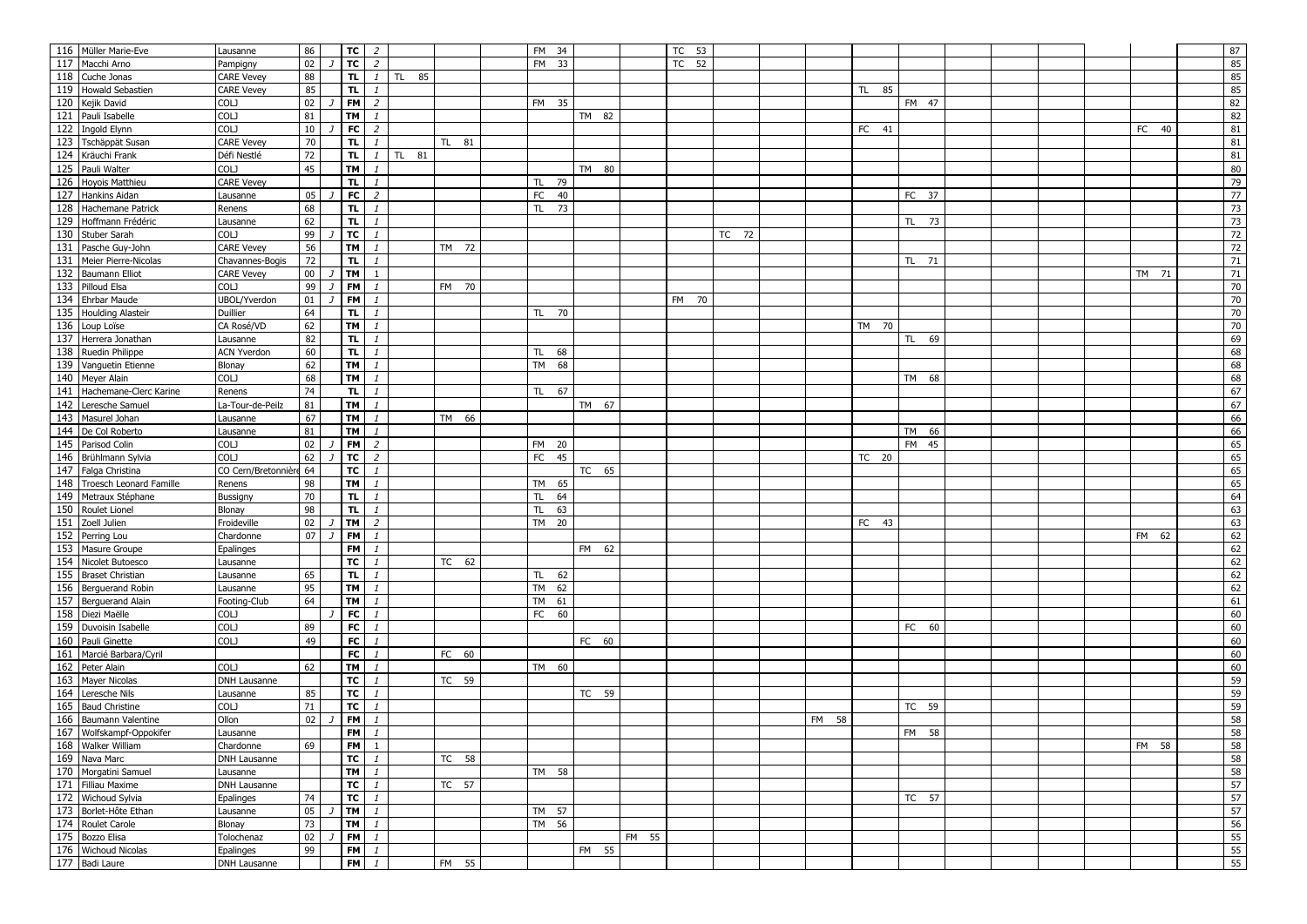| | | | | | | | | | | | | | | | | | | | | | | | | | |
|---|---|---|---|---|---|---|---|---|---|---|---|---|---|---|---|---|---|---|---|---|---|---|---|---|---|
| 116 | Müller Marie-Eve | Lausanne | 86 | | TC | 2 | | | | FM 34 | | | TC 53 | | | | | | | | | | | | 87 |
| 117 | Macchi Arno | Pampigny | 02 | J | TC | 2 | | | | FM 33 | | | TC 52 | | | | | | | | | | | | 85 |
| 118 | Cuche Jonas | CARE Vevey | 88 | | TL | 1 | TL 85 | | | | | | | | | | | | | | | | | | 85 |
| 119 | Howald Sebastien | CARE Vevey | 85 | | TL | 1 | | | | | | | | | | | TL 85 | | | | | | | | 85 |
| 120 | Kejik David | COLJ | 02 | J | FM | 2 | | | | FM 35 | | | | | | | | FM 47 | | | | | | | 82 |
| 121 | Pauli Isabelle | COLJ | 81 | | TM | 1 | | | | | TM 82 | | | | | | | | | | | | | | 82 |
| 122 | Ingold Elynn | COLJ | 10 | J | FC | 2 | | | | | | | | | | | FC 41 | | | | | | FC 40 | | 81 |
| 123 | Tschäppät Susan | CARE Vevey | 70 | | TL | 1 | | TL 81 | | | | | | | | | | | | | | | | | 81 |
| 124 | Kräuchi Frank | Défi Nestlé | 72 | | TL | 1 | TL 81 | | | | | | | | | | | | | | | | | | 81 |
| 125 | Pauli Walter | COLJ | 45 | | TM | 1 | | | | | TM 80 | | | | | | | | | | | | | | 80 |
| 126 | Hoyois Matthieu | CARE Vevey | | | TL | 1 | | | | TL 79 | | | | | | | | | | | | | | | 79 |
| 127 | Hankins Aidan | Lausanne | 05 | J | FC | 2 | | | | FC 40 | | | | | | | | FC 37 | | | | | | | 77 |
| 128 | Hachemane Patrick | Renens | 68 | | TL | 1 | | | | TL 73 | | | | | | | | | | | | | | | 73 |
| 129 | Hoffmann Frédéric | Lausanne | 62 | | TL | 1 | | | | | | | | | | | | TL 73 | | | | | | | 73 |
| 130 | Stuber Sarah | COLJ | 99 | J | TC | 1 | | | | | | | | TC 72 | | | | | | | | | | | 72 |
| 131 | Pasche Guy-John | CARE Vevey | 56 | | TM | 1 | | TM 72 | | | | | | | | | | | | | | | | | 72 |
| 131 | Meier Pierre-Nicolas | Chavannes-Bogis | 72 | | TL | 1 | | | | | | | | | | | | TL 71 | | | | | | | 71 |
| 132 | Baumann Elliot | CARE Vevey | 00 | J | TM | 1 | | | | | | | | | | | | | | | | | TM 71 | | 71 |
| 133 | Pilloud Elsa | COLJ | 99 | J | FM | 1 | | FM 70 | | | | | | | | | | | | | | | | | 70 |
| 134 | Ehrbar Maude | UBOL/Yverdon | 01 | J | FM | 1 | | | | | | | FM 70 | | | | | | | | | | | | 70 |
| 135 | Houlding Alasteir | Duillier | 64 | | TL | 1 | | | | TL 70 | | | | | | | | | | | | | | | 70 |
| 136 | Loup Loïse | CA Rosé/VD | 62 | | TM | 1 | | | | | | | | | | | TM 70 | | | | | | | | 70 |
| 137 | Herrera Jonathan | Lausanne | 82 | | TL | 1 | | | | | | | | | | | | TL 69 | | | | | | | 69 |
| 138 | Ruedin Philippe | ACN Yverdon | 60 | | TL | 1 | | | | TL 68 | | | | | | | | | | | | | | | 68 |
| 139 | Vanguetin Etienne | Blonay | 62 | | TM | 1 | | | | TM 68 | | | | | | | | | | | | | | | 68 |
| 140 | Meyer Alain | COLJ | 68 | | TM | 1 | | | | | | | | | | | | TM 68 | | | | | | | 68 |
| 141 | Hachemane-Clerc Karine | Renens | 74 | | TL | 1 | | | | TL 67 | | | | | | | | | | | | | | | 67 |
| 142 | Leresche Samuel | La-Tour-de-Peilz | 81 | | TM | 1 | | | | | TM 67 | | | | | | | | | | | | | | 67 |
| 143 | Masurel Johan | Lausanne | 67 | | TM | 1 | | TM 66 | | | | | | | | | | | | | | | | | 66 |
| 144 | De Col Roberto | Lausanne | 81 | | TM | 1 | | | | | | | | | | | | TM 66 | | | | | | | 66 |
| 145 | Parisod Colin | COLJ | 02 | J | FM | 2 | | | | FM 20 | | | | | | | | FM 45 | | | | | | | 65 |
| 146 | Brühlmann Sylvia | COLJ | 62 | J | TC | 2 | | | | FC 45 | | | | | | | TC 20 | | | | | | | | 65 |
| 147 | Falga Christina | CO Cern/Bretonnière | 64 | | TC | 1 | | | | | TC 65 | | | | | | | | | | | | | | 65 |
| 148 | Troesch Leonard Famille | Renens | 98 | | TM | 1 | | | | TM 65 | | | | | | | | | | | | | | | 65 |
| 149 | Metraux Stéphane | Bussigny | 70 | | TL | 1 | | | | TL 64 | | | | | | | | | | | | | | | 64 |
| 150 | Roulet Lionel | Blonay | 98 | | TL | 1 | | | | TL 63 | | | | | | | | | | | | | | | 63 |
| 151 | Zoell Julien | Froideville | 02 | J | TM | 2 | | | | TM 20 | | | | | | | FC 43 | | | | | | | | 63 |
| 152 | Perring Lou | Chardonne | 07 | J | FM | 1 | | | | | | | | | | | | | | | | | FM 62 | | 62 |
| 153 | Masure Groupe | Epalinges | | | FM | 1 | | | | | FM 62 | | | | | | | | | | | | | | 62 |
| 154 | Nicolet Butoesco | Lausanne | | | TC | 1 | | TC 62 | | | | | | | | | | | | | | | | | 62 |
| 155 | Braset Christian | Lausanne | 65 | | TL | 1 | | | | TL 62 | | | | | | | | | | | | | | | 62 |
| 156 | Berguerand Robin | Lausanne | 95 | | TM | 1 | | | | TM 62 | | | | | | | | | | | | | | | 62 |
| 157 | Berguerand Alain | Footing-Club | 64 | | TM | 1 | | | | TM 61 | | | | | | | | | | | | | | | 61 |
| 158 | Diezi Maëlle | COLJ | | J | FC | 1 | | | | FC 60 | | | | | | | | | | | | | | | 60 |
| 159 | Duvoisin Isabelle | COLJ | 89 | | FC | 1 | | | | | | | | | | | | FC 60 | | | | | | | 60 |
| 160 | Pauli Ginette | COLJ | 49 | | FC | 1 | | | | | FC 60 | | | | | | | | | | | | | | 60 |
| 161 | Marcié Barbara/Cyril | | | | FC | 1 | | FC 60 | | | | | | | | | | | | | | | | | 60 |
| 162 | Peter Alain | COLJ | 62 | | TM | 1 | | | | TM 60 | | | | | | | | | | | | | | | 60 |
| 163 | Mayer Nicolas | DNH Lausanne | | | TC | 1 | | TC 59 | | | | | | | | | | | | | | | | | 59 |
| 164 | Leresche Nils | Lausanne | 85 | | TC | 1 | | | | | TC 59 | | | | | | | | | | | | | | 59 |
| 165 | Baud Christine | COLJ | 71 | | TC | 1 | | | | | | | | | | | | TC 59 | | | | | | | 59 |
| 166 | Baumann Valentine | Ollon | 02 | J | FM | 1 | | | | | | | | | | FM 58 | | | | | | | | | 58 |
| 167 | Wolfskampf-Oppokifer | Lausanne | | | FM | 1 | | | | | | | | | | | | FM 58 | | | | | | | 58 |
| 168 | Walker William | Chardonne | 69 | | FM | 1 | | | | | | | | | | | | | | | | | FM 58 | | 58 |
| 169 | Nava Marc | DNH Lausanne | | | TC | 1 | | TC 58 | | | | | | | | | | | | | | | | | 58 |
| 170 | Morgatini Samuel | Lausanne | | | TM | 1 | | | | TM 58 | | | | | | | | | | | | | | | 58 |
| 171 | Filliau Maxime | DNH Lausanne | | | TC | 1 | | TC 57 | | | | | | | | | | | | | | | | | 57 |
| 172 | Wichoud Sylvia | Epalinges | 74 | | TC | 1 | | | | | | | | | | | | TC 57 | | | | | | | 57 |
| 173 | Borlet-Hôte Ethan | Lausanne | 05 | J | TM | 1 | | | | TM 57 | | | | | | | | | | | | | | | 57 |
| 174 | Roulet Carole | Blonay | 73 | | TM | 1 | | | | TM 56 | | | | | | | | | | | | | | | 56 |
| 175 | Bozzo Elisa | Tolochenaz | 02 | J | FM | 1 | | | | | | FM 55 | | | | | | | | | | | | | 55 |
| 176 | Wichoud Nicolas | Epalinges | 99 | | FM | 1 | | | | | FM 55 | | | | | | | | | | | | | | 55 |
| 177 | Badi Laure | DNH Lausanne | | | FM | 1 | | FM 55 | | | | | | | | | | | | | | | | | 55 |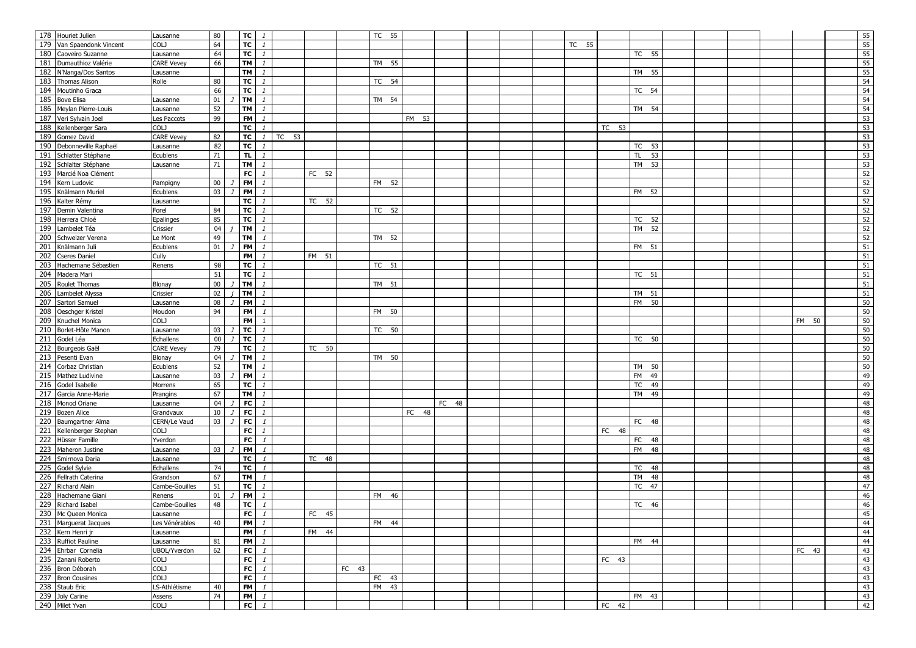| # | Name | Club | Year | | Cat | | | | | | | | | | | | | | | | | | | | Total |
|---|---|---|---|---|---|---|---|---|---|---|---|---|---|---|---|---|---|---|---|---|---|---|---|---|---|
| 178 | Houriet Julien | Lausanne | 80 | | TC | 1 | | | | TC 55 | | | | | | | | | | | | | | | 55 |
| 179 | Van Spaendonk Vincent | COLJ | 64 | | TC | 1 | | | | | | | | | | TC 55 | | | | | | | | | 55 |
| 180 | Caoveiro Suzanne | Lausanne | 64 | | TC | 1 | | | | | | | | | | | | TC 55 | | | | | | | 55 |
| 181 | Dumauthioz Valérie | CARE Vevey | 66 | | TM | 1 | | | | TM 55 | | | | | | | | | | | | | | | 55 |
| 182 | N'Nanga/Dos Santos | Lausanne | | | TM | 1 | | | | | | | | | | | | TM 55 | | | | | | | 55 |
| 183 | Thomas Alison | Rolle | 80 | | TC | 1 | | | | TC 54 | | | | | | | | | | | | | | | 54 |
| 184 | Moutinho Graca | | 66 | | TC | 1 | | | | | | | | | | | | TC 54 | | | | | | | 54 |
| 185 | Bove Elisa | Lausanne | 01 | J | TM | 1 | | | | TM 54 | | | | | | | | | | | | | | | 54 |
| 186 | Meylan Pierre-Louis | Lausanne | 52 | | TM | 1 | | | | | | | | | | | | TM 54 | | | | | | | 54 |
| 187 | Veri Sylvain Joel | Les Paccots | 99 | | FM | 1 | | | | | FM 53 | | | | | | | | | | | | | | 53 |
| 188 | Kellenberger Sara | COLJ | | | TC | 1 | | | | | | | | | | | TC 53 | | | | | | | | 53 |
| 189 | Gomez David | CARE Vevey | 82 | | TC | 1 | TC 53 | | | | | | | | | | | | | | | | | | 53 |
| 190 | Debonneville Raphaël | Lausanne | 82 | | TC | 1 | | | | | | | | | | | | TC 53 | | | | | | | 53 |
| 191 | Schlatter Stéphane | Ecublens | 71 | | TL | 1 | | | | | | | | | | | | TL 53 | | | | | | | 53 |
| 192 | Schlatter Stéphane | Lausanne | 71 | | TM | 1 | | | | | | | | | | | | TM 53 | | | | | | | 53 |
| 193 | Marcié Noa Clément | | | | FC | 1 | | FC 52 | | | | | | | | | | | | | | | | | 52 |
| 194 | Kern Ludovic | Pampigny | 00 | J | FM | 1 | | | | FM 52 | | | | | | | | | | | | | | | 52 |
| 195 | Knälmann Muriel | Ecublens | 03 | J | FM | 1 | | | | | | | | | | | | FM 52 | | | | | | | 52 |
| 196 | Kalter Rémy | Lausanne | | | TC | 1 | | TC 52 | | | | | | | | | | | | | | | | | 52 |
| 197 | Demin Valentina | Forel | 84 | | TC | 1 | | | | TC 52 | | | | | | | | | | | | | | | 52 |
| 198 | Herrera Chloé | Epalinges | 85 | | TC | 1 | | | | | | | | | | | | TC 52 | | | | | | | 52 |
| 199 | Lambelet Téa | Crissier | 04 | j | TM | 1 | | | | | | | | | | | | TM 52 | | | | | | | 52 |
| 200 | Schweizer Verena | Le Mont | 49 | | TM | 1 | | | | TM 52 | | | | | | | | | | | | | | | 52 |
| 201 | Knälmann Juli | Ecublens | 01 | J | FM | 1 | | | | | | | | | | | | FM 51 | | | | | | | 51 |
| 202 | Cseres Daniel | Cully | | | FM | 1 | | FM 51 | | | | | | | | | | | | | | | | | 51 |
| 203 | Hachemane Sébastien | Renens | 98 | | TC | 1 | | | | TC 51 | | | | | | | | | | | | | | | 51 |
| 204 | Madera Mari | | 51 | | TC | 1 | | | | | | | | | | | | TC 51 | | | | | | | 51 |
| 205 | Roulet Thomas | Blonay | 00 | J | TM | 1 | | | | TM 51 | | | | | | | | | | | | | | | 51 |
| 206 | Lambelet Alyssa | Crissier | 02 | j | TM | 1 | | | | | | | | | | | | TM 51 | | | | | | | 51 |
| 207 | Sartori Samuel | Lausanne | 08 | J | FM | 1 | | | | | | | | | | | | FM 50 | | | | | | | 50 |
| 208 | Oeschger Kristel | Moudon | 94 | | FM | 1 | | | | FM 50 | | | | | | | | | | | | | | | 50 |
| 209 | Knuchel Monica | COLJ | | | FM | 1 | | | | | | | | | | | | | | | | | FM 50 | | 50 |
| 210 | Borlet-Hôte Manon | Lausanne | 03 | J | TC | 1 | | | | TC 50 | | | | | | | | | | | | | | | 50 |
| 211 | Godel Léa | Echallens | 00 | J | TC | 1 | | | | | | | | | | | | TC 50 | | | | | | | 50 |
| 212 | Bourgeois Gaël | CARE Vevey | 79 | | TC | 1 | | TC 50 | | | | | | | | | | | | | | | | | 50 |
| 213 | Pesenti Evan | Blonay | 04 | J | TM | 1 | | | | TM 50 | | | | | | | | | | | | | | | 50 |
| 214 | Corbaz Christian | Ecublens | 52 | | TM | 1 | | | | | | | | | | | | TM 50 | | | | | | | 50 |
| 215 | Mathez Ludivine | Lausanne | 03 | J | FM | 1 | | | | | | | | | | | | FM 49 | | | | | | | 49 |
| 216 | Godel Isabelle | Morrens | 65 | | TC | 1 | | | | | | | | | | | | TC 49 | | | | | | | 49 |
| 217 | Garcia Anne-Marie | Prangins | 67 | | TM | 1 | | | | | | | | | | | | TM 49 | | | | | | | 49 |
| 218 | Monod Oriane | Lausanne | 04 | J | FC | 1 | | | | | | FC 48 | | | | | | | | | | | | | 48 |
| 219 | Bozen Alice | Grandvaux | 10 | J | FC | 1 | | | | | FC 48 | | | | | | | | | | | | | | 48 |
| 220 | Baumgartner Alma | CERN/Le Vaud | 03 | J | FC | 1 | | | | | | | | | | | | FC 48 | | | | | | | 48 |
| 221 | Kellenberger Stephan | COLJ | | | FC | 1 | | | | | | | | | | | FC 48 | | | | | | | | 48 |
| 222 | Hüsser Famille | Yverdon | | | FC | 1 | | | | | | | | | | | | FC 48 | | | | | | | 48 |
| 223 | Maheron Justine | Lausanne | 03 | J | FM | 1 | | | | | | | | | | | | FM 48 | | | | | | | 48 |
| 224 | Smirnova Daria | Lausanne | | | TC | 1 | | TC 48 | | | | | | | | | | | | | | | | | 48 |
| 225 | Godel Sylvie | Echallens | 74 | | TC | 1 | | | | | | | | | | | | TC 48 | | | | | | | 48 |
| 226 | Fellrath Caterina | Grandson | 67 | | TM | 1 | | | | | | | | | | | | TM 48 | | | | | | | 48 |
| 227 | Richard Alain | Cambe-Gouilles | 51 | | TC | 1 | | | | | | | | | | | | TC 47 | | | | | | | 47 |
| 228 | Hachemane Giani | Renens | 01 | J | FM | 1 | | | | FM 46 | | | | | | | | | | | | | | | 46 |
| 229 | Richard Isabel | Cambe-Gouilles | 48 | | TC | 1 | | | | | | | | | | | | TC 46 | | | | | | | 46 |
| 230 | Mc Queen Monica | Lausanne | | | FC | 1 | | FC 45 | | | | | | | | | | | | | | | | | 45 |
| 231 | Marguerat Jacques | Les Vénérables | 40 | | FM | 1 | | | | FM 44 | | | | | | | | | | | | | | | 44 |
| 232 | Kern Henri jr | Lausanne | | | FM | 1 | | FM 44 | | | | | | | | | | | | | | | | | 44 |
| 233 | Ruffiot Pauline | Lausanne | 81 | | FM | 1 | | | | | | | | | | | | FM 44 | | | | | | | 44 |
| 234 | Ehrbar Cornelia | UBOL/Yverdon | 62 | | FC | 1 | | | | | | | | | | | | | | | | | FC 43 | | 43 |
| 235 | Zanani Roberto | COLJ | | | FC | 1 | | | | | | | | | | | FC 43 | | | | | | | | 43 |
| 236 | Bron Déborah | COLJ | | | FC | 1 | | | FC 43 | | | | | | | | | | | | | | | | 43 |
| 237 | Bron Cousines | COLJ | | | FC | 1 | | | | FC 43 | | | | | | | | | | | | | | | 43 |
| 238 | Staub Eric | LS-Athlétisme | 40 | | FM | 1 | | | | FM 43 | | | | | | | | | | | | | | | 43 |
| 239 | Joly Carine | Assens | 74 | | FM | 1 | | | | | | | | | | | | FM 43 | | | | | | | 43 |
| 240 | Milet Yvan | COLJ | | | FC | 1 | | | | | | | | | | | FC 42 | | | | | | | | 42 |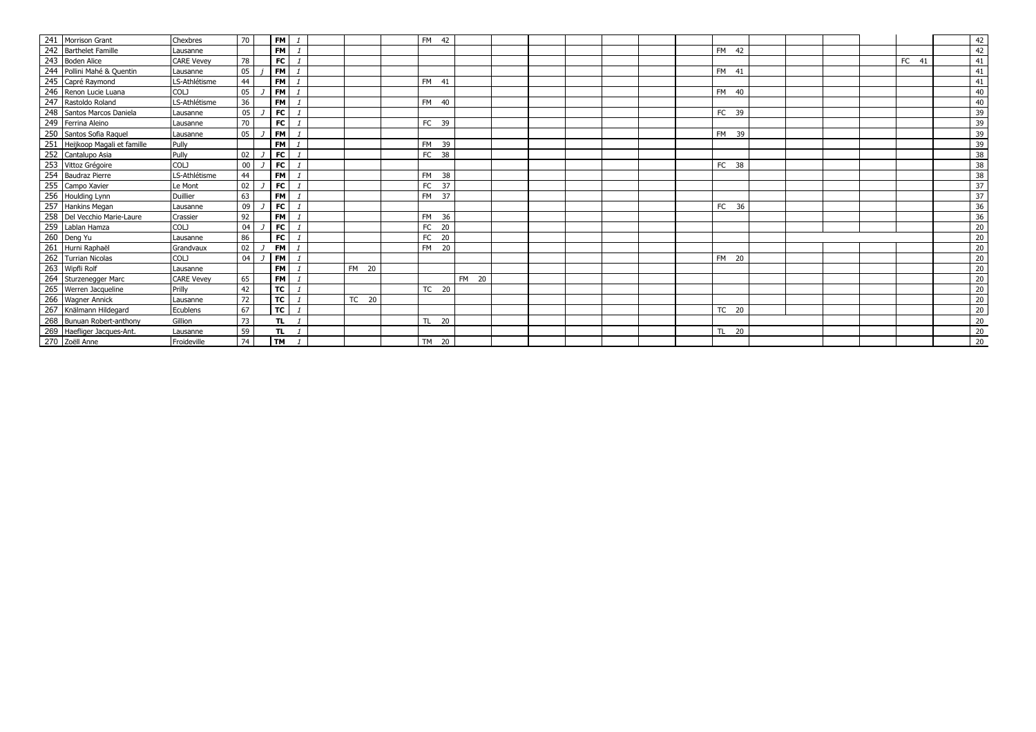| | | | | | | | | | | | | | | | | | | | | | | | | |
|---|---|---|---|---|---|---|---|---|---|---|---|---|---|---|---|---|---|---|---|---|---|---|---|---|
| 241 | Morrison Grant | Chexbres | 70 | | FM | 1 | | | | FM 42 | | | | | | | | | | | | | | 42 |
| 242 | Barthelet Famille | Lausanne | | | FM | 1 | | | | | | | | | | | FM 42 | | | | | | | 42 |
| 243 | Boden Alice | CARE Vevey | 78 | | FC | 1 | | | | | | | | | | | | | | | | FC 41 | | 41 |
| 244 | Pollini Mahé & Quentin | Lausanne | 05 | j | FM | 1 | | | | | | | | | | | FM 41 | | | | | | | 41 |
| 245 | Capré Raymond | LS-Athlétisme | 44 | | FM | 1 | | | | FM 41 | | | | | | | | | | | | | | 41 |
| 246 | Renon Lucie Luana | COLJ | 05 | J | FM | 1 | | | | | | | | | | | FM 40 | | | | | | | 40 |
| 247 | Rastoldo Roland | LS-Athlétisme | 36 | | FM | 1 | | | | FM 40 | | | | | | | | | | | | | | 40 |
| 248 | Santos Marcos Daniela | Lausanne | 05 | J | FC | 1 | | | | | | | | | | | FC 39 | | | | | | | 39 |
| 249 | Ferrina Aleino | Lausanne | 70 | | FC | 1 | | | | FC 39 | | | | | | | | | | | | | | 39 |
| 250 | Santos Sofia Raquel | Lausanne | 05 | J | FM | 1 | | | | | | | | | | | FM 39 | | | | | | | 39 |
| 251 | Heijkoop Magali et famille | Pully | | | FM | 1 | | | | FM 39 | | | | | | | | | | | | | | 39 |
| 252 | Cantalupo Asia | Pully | 02 | J | FC | 1 | | | | FC 38 | | | | | | | | | | | | | | 38 |
| 253 | Vittoz Grégoire | COLJ | 00 | J | FC | 1 | | | | | | | | | | | FC 38 | | | | | | | 38 |
| 254 | Baudraz Pierre | LS-Athlétisme | 44 | | FM | 1 | | | | FM 38 | | | | | | | | | | | | | | 38 |
| 255 | Campo Xavier | Le Mont | 02 | J | FC | 1 | | | | FC 37 | | | | | | | | | | | | | | 37 |
| 256 | Houlding Lynn | Duillier | 63 | | FM | 1 | | | | FM 37 | | | | | | | | | | | | | | 37 |
| 257 | Hankins Megan | Lausanne | 09 | J | FC | 1 | | | | | | | | | | | FC 36 | | | | | | | 36 |
| 258 | Del Vecchio Marie-Laure | Crassier | 92 | | FM | 1 | | | | FM 36 | | | | | | | | | | | | | | 36 |
| 259 | Lablan Hamza | COLJ | 04 | J | FC | 1 | | | | FC 20 | | | | | | | | | | | | | | 20 |
| 260 | Deng Yu | Lausanne | 86 | | FC | 1 | | | | FC 20 | | | | | | | | | | | | | | 20 |
| 261 | Hurni Raphaël | Grandvaux | 02 | J | FM | 1 | | | | FM 20 | | | | | | | | | | | | | | 20 |
| 262 | Turrian Nicolas | COLJ | 04 | J | FM | 1 | | | | | | | | | | | FM 20 | | | | | | | 20 |
| 263 | Wipfli Rolf | Lausanne | | | FM | 1 | | FM 20 | | | | | | | | | | | | | | | | 20 |
| 264 | Sturzenegger Marc | CARE Vevey | 65 | | FM | 1 | | | | | FM 20 | | | | | | | | | | | | | 20 |
| 265 | Werren Jacqueline | Prilly | 42 | | TC | 1 | | | | TC 20 | | | | | | | | | | | | | | 20 |
| 266 | Wagner Annick | Lausanne | 72 | | TC | 1 | | TC 20 | | | | | | | | | | | | | | | | 20 |
| 267 | Knälmann Hildegard | Ecublens | 67 | | TC | 1 | | | | | | | | | | | TC 20 | | | | | | | 20 |
| 268 | Bunuan Robert-anthony | Gillion | 73 | | TL | 1 | | | | TL 20 | | | | | | | | | | | | | | 20 |
| 269 | Haefliger Jacques-Ant. | Lausanne | 59 | | TL | 1 | | | | | | | | | | | TL 20 | | | | | | | 20 |
| 270 | Zoëll Anne | Froideville | 74 | | TM | 1 | | | | TM 20 | | | | | | | | | | | | | | 20 |